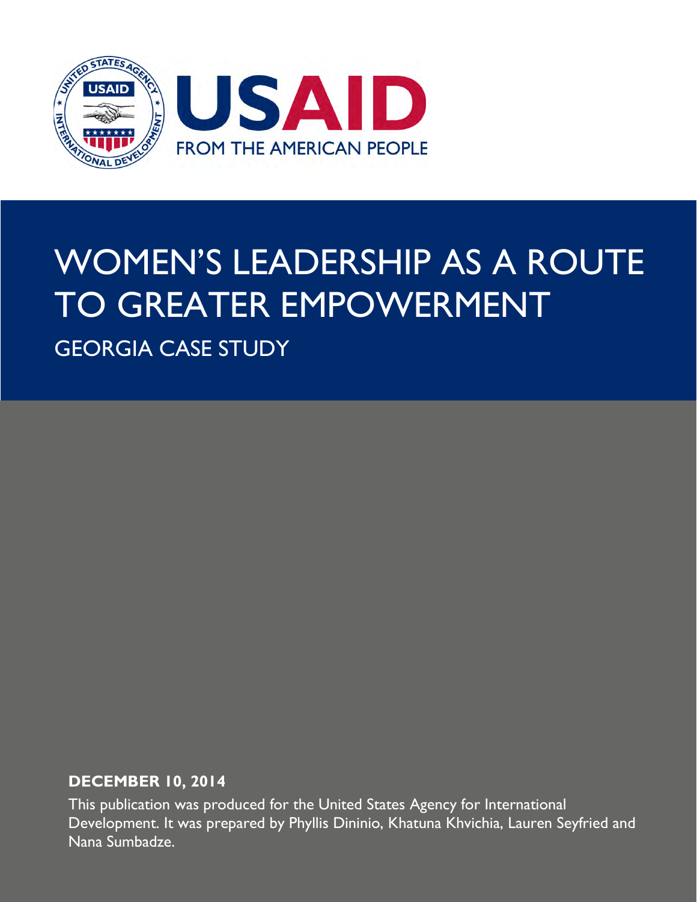USAID

FROM THE AMERICAN PEOPLE

# WOMEN'S LEADERSHIP AS A ROUTE TO GREATER EMPOWERMENT

## GEORGIA CASE STUDY

**DECEMBER 10, 2014**

This publication was produced for the United States Agency for International Development. It was prepared by Phyllis Dininio, Khatuna Khvichia, Lauren Seyfried and Nana Sumbadze.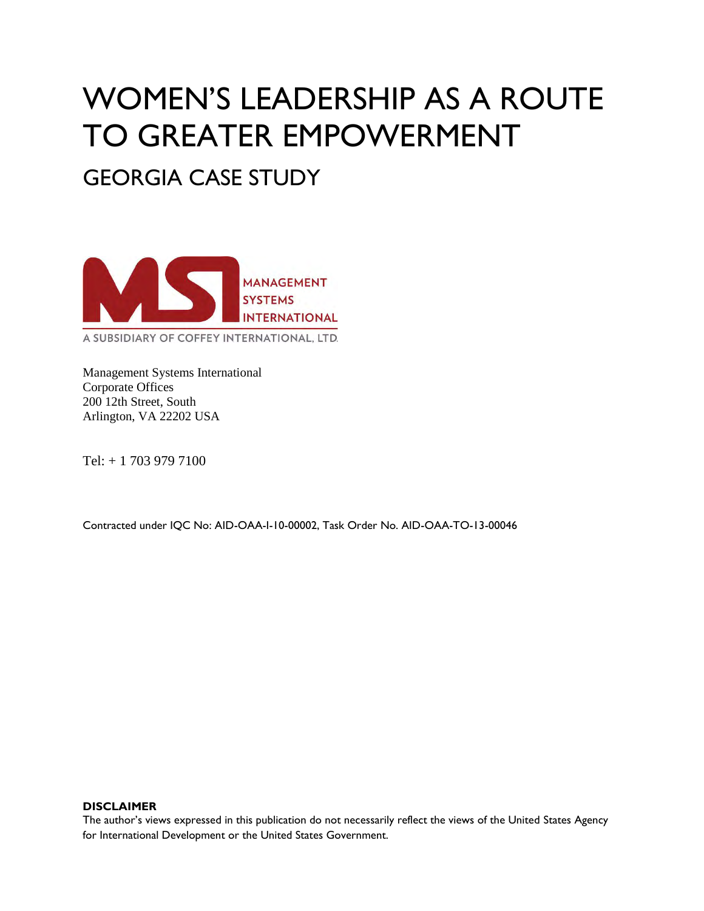# WOMEN'S LEADERSHIP AS A ROUTE TO GREATER EMPOWERMENT

## GEORGIA CASE STUDY

MANAGEMENT SYSTEMS INTERNATIONAL

A SUBSIDIARY OF COFFEY INTERNATIONAL, LTD.

Management Systems International
Corporate Offices
200 12th Street, South
Arlington, VA 22202 USA

Tel: + 1 703 979 7100

Contracted under IQC No: AID-OAA-I-10-00002, Task Order No. AID-OAA-TO-13-00046

**DISCLAIMER**

The author's views expressed in this publication do not necessarily reflect the views of the United States Agency for International Development or the United States Government.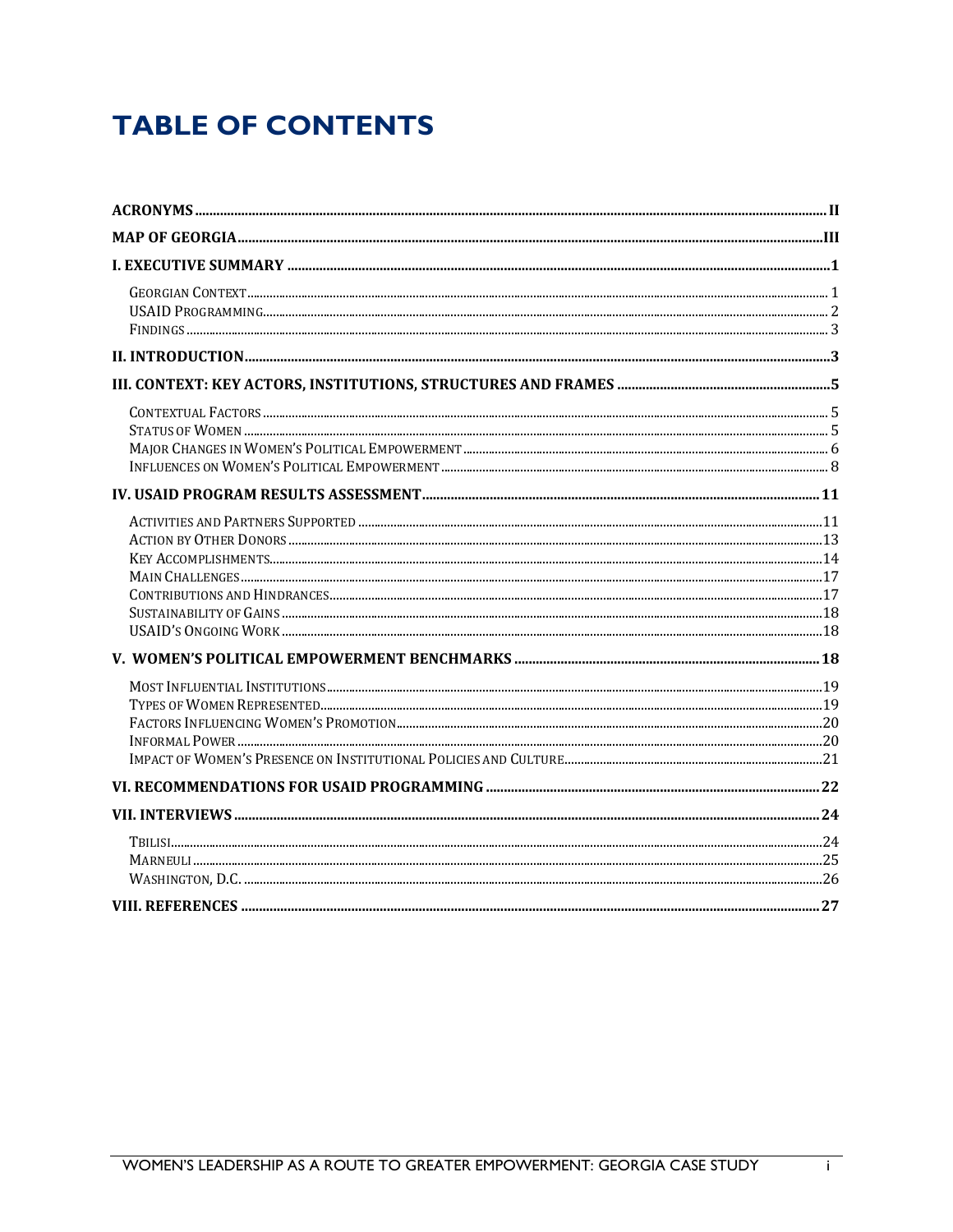# TABLE OF CONTENTS

**ACRONYMS** ..... II

**MAP OF GEORGIA** ..... III

**I. EXECUTIVE SUMMARY** ..... 1

- Georgian Context ..... 1
- USAID Programming ..... 2
- Findings ..... 3

**II. INTRODUCTION** ..... 3

**III. CONTEXT: KEY ACTORS, INSTITUTIONS, STRUCTURES AND FRAMES** ..... 5

- Contextual Factors ..... 5
- Status of Women ..... 5
- Major Changes in Women's Political Empowerment ..... 6
- Influences on Women's Political Empowerment ..... 8

**IV. USAID PROGRAM RESULTS ASSESSMENT** ..... 11

- Activities and Partners Supported ..... 11
- Action by Other Donors ..... 13
- Key Accomplishments ..... 14
- Main Challenges ..... 17
- Contributions and Hindrances ..... 17
- Sustainability of Gains ..... 18
- USAID's Ongoing Work ..... 18

**V. WOMEN'S POLITICAL EMPOWERMENT BENCHMARKS** ..... 18

- Most Influential Institutions ..... 19
- Types of Women Represented ..... 19
- Factors Influencing Women's Promotion ..... 20
- Informal Power ..... 20
- Impact of Women's Presence on Institutional Policies and Culture ..... 21

**VI. RECOMMENDATIONS FOR USAID PROGRAMMING** ..... 22

**VII. INTERVIEWS** ..... 24

- Tbilisi ..... 24
- Marneuli ..... 25
- Washington, D.C. ..... 26

**VIII. REFERENCES** ..... 27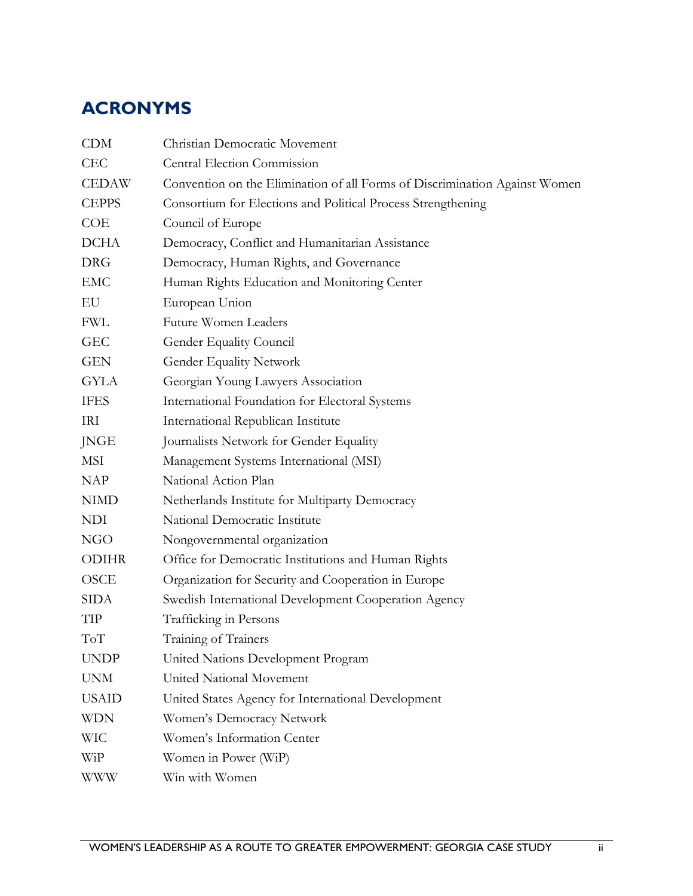## ACRONYMS

| | |
|---|---|
| CDM | Christian Democratic Movement |
| CEC | Central Election Commission |
| CEDAW | Convention on the Elimination of all Forms of Discrimination Against Women |
| CEPPS | Consortium for Elections and Political Process Strengthening |
| COE | Council of Europe |
| DCHA | Democracy, Conflict and Humanitarian Assistance |
| DRG | Democracy, Human Rights, and Governance |
| EMC | Human Rights Education and Monitoring Center |
| EU | European Union |
| FWL | Future Women Leaders |
| GEC | Gender Equality Council |
| GEN | Gender Equality Network |
| GYLA | Georgian Young Lawyers Association |
| IFES | International Foundation for Electoral Systems |
| IRI | International Republican Institute |
| JNGE | Journalists Network for Gender Equality |
| MSI | Management Systems International (MSI) |
| NAP | National Action Plan |
| NIMD | Netherlands Institute for Multiparty Democracy |
| NDI | National Democratic Institute |
| NGO | Nongovernmental organization |
| ODIHR | Office for Democratic Institutions and Human Rights |
| OSCE | Organization for Security and Cooperation in Europe |
| SIDA | Swedish International Development Cooperation Agency |
| TIP | Trafficking in Persons |
| ToT | Training of Trainers |
| UNDP | United Nations Development Program |
| UNM | United National Movement |
| USAID | United States Agency for International Development |
| WDN | Women's Democracy Network |
| WIC | Women's Information Center |
| WiP | Women in Power (WiP) |
| WWW | Win with Women |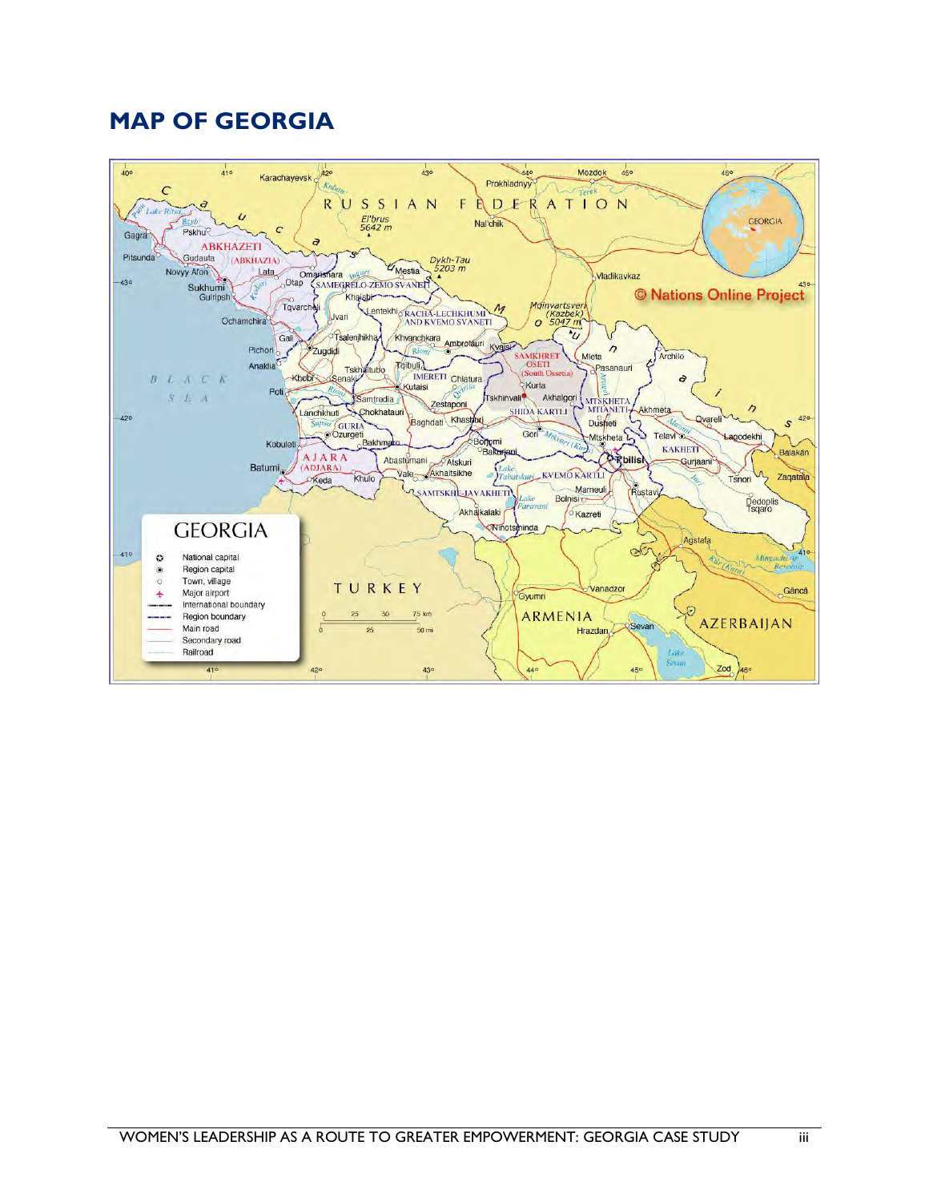# MAP OF GEORGIA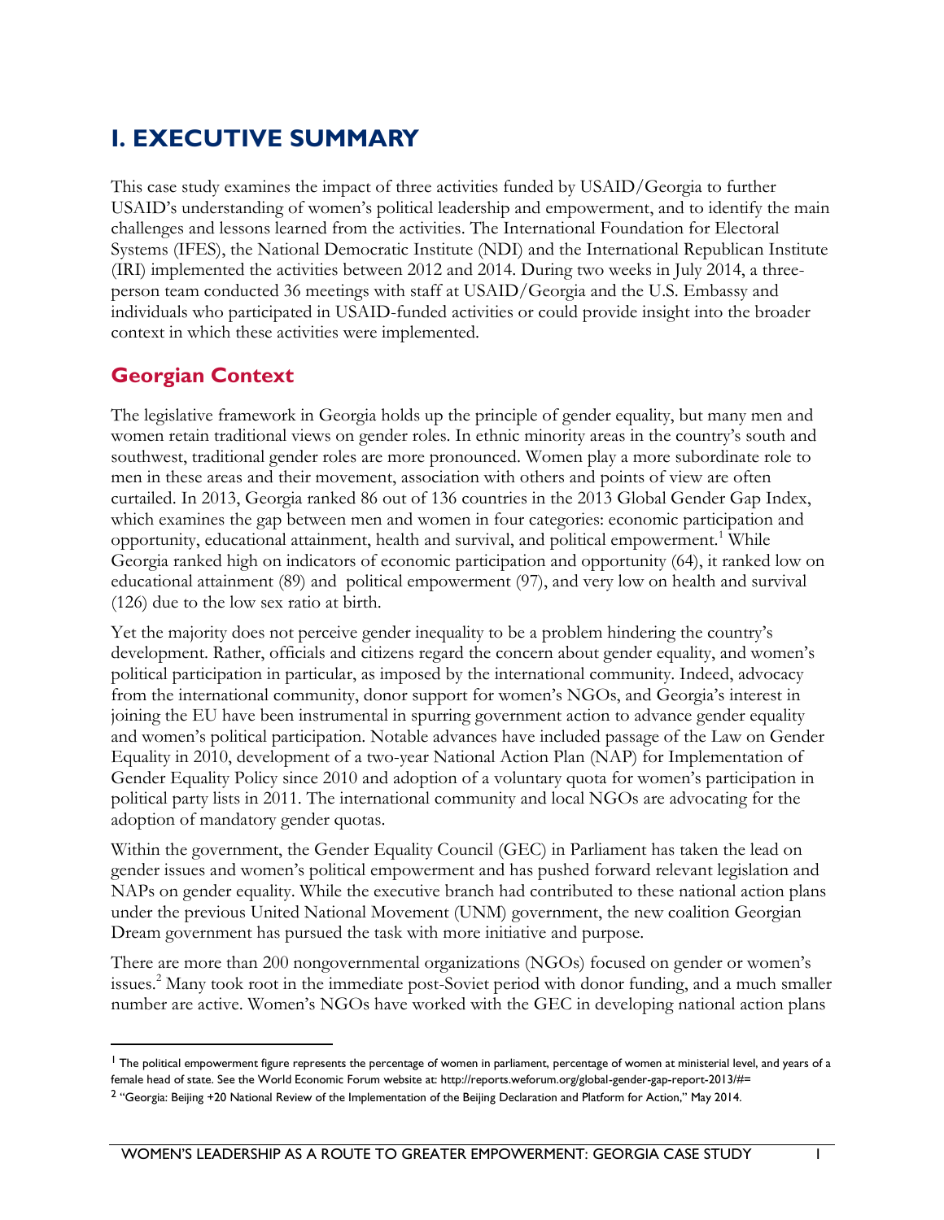# I. EXECUTIVE SUMMARY

This case study examines the impact of three activities funded by USAID/Georgia to further USAID's understanding of women's political leadership and empowerment, and to identify the main challenges and lessons learned from the activities. The International Foundation for Electoral Systems (IFES), the National Democratic Institute (NDI) and the International Republican Institute (IRI) implemented the activities between 2012 and 2014. During two weeks in July 2014, a three-person team conducted 36 meetings with staff at USAID/Georgia and the U.S. Embassy and individuals who participated in USAID-funded activities or could provide insight into the broader context in which these activities were implemented.

## Georgian Context

The legislative framework in Georgia holds up the principle of gender equality, but many men and women retain traditional views on gender roles. In ethnic minority areas in the country's south and southwest, traditional gender roles are more pronounced. Women play a more subordinate role to men in these areas and their movement, association with others and points of view are often curtailed. In 2013, Georgia ranked 86 out of 136 countries in the 2013 Global Gender Gap Index, which examines the gap between men and women in four categories: economic participation and opportunity, educational attainment, health and survival, and political empowerment.[1] While Georgia ranked high on indicators of economic participation and opportunity (64), it ranked low on educational attainment (89) and political empowerment (97), and very low on health and survival (126) due to the low sex ratio at birth.

Yet the majority does not perceive gender inequality to be a problem hindering the country's development. Rather, officials and citizens regard the concern about gender equality, and women's political participation in particular, as imposed by the international community. Indeed, advocacy from the international community, donor support for women's NGOs, and Georgia's interest in joining the EU have been instrumental in spurring government action to advance gender equality and women's political participation. Notable advances have included passage of the Law on Gender Equality in 2010, development of a two-year National Action Plan (NAP) for Implementation of Gender Equality Policy since 2010 and adoption of a voluntary quota for women's participation in political party lists in 2011. The international community and local NGOs are advocating for the adoption of mandatory gender quotas.

Within the government, the Gender Equality Council (GEC) in Parliament has taken the lead on gender issues and women's political empowerment and has pushed forward relevant legislation and NAPs on gender equality. While the executive branch had contributed to these national action plans under the previous United National Movement (UNM) government, the new coalition Georgian Dream government has pursued the task with more initiative and purpose.

There are more than 200 nongovernmental organizations (NGOs) focused on gender or women's issues.[2] Many took root in the immediate post-Soviet period with donor funding, and a much smaller number are active. Women's NGOs have worked with the GEC in developing national action plans

---

[1] The political empowerment figure represents the percentage of women in parliament, percentage of women at ministerial level, and years of a female head of state. See the World Economic Forum website at: http://reports.weforum.org/global-gender-gap-report-2013/#=

[2] "Georgia: Beijing +20 National Review of the Implementation of the Beijing Declaration and Platform for Action," May 2014.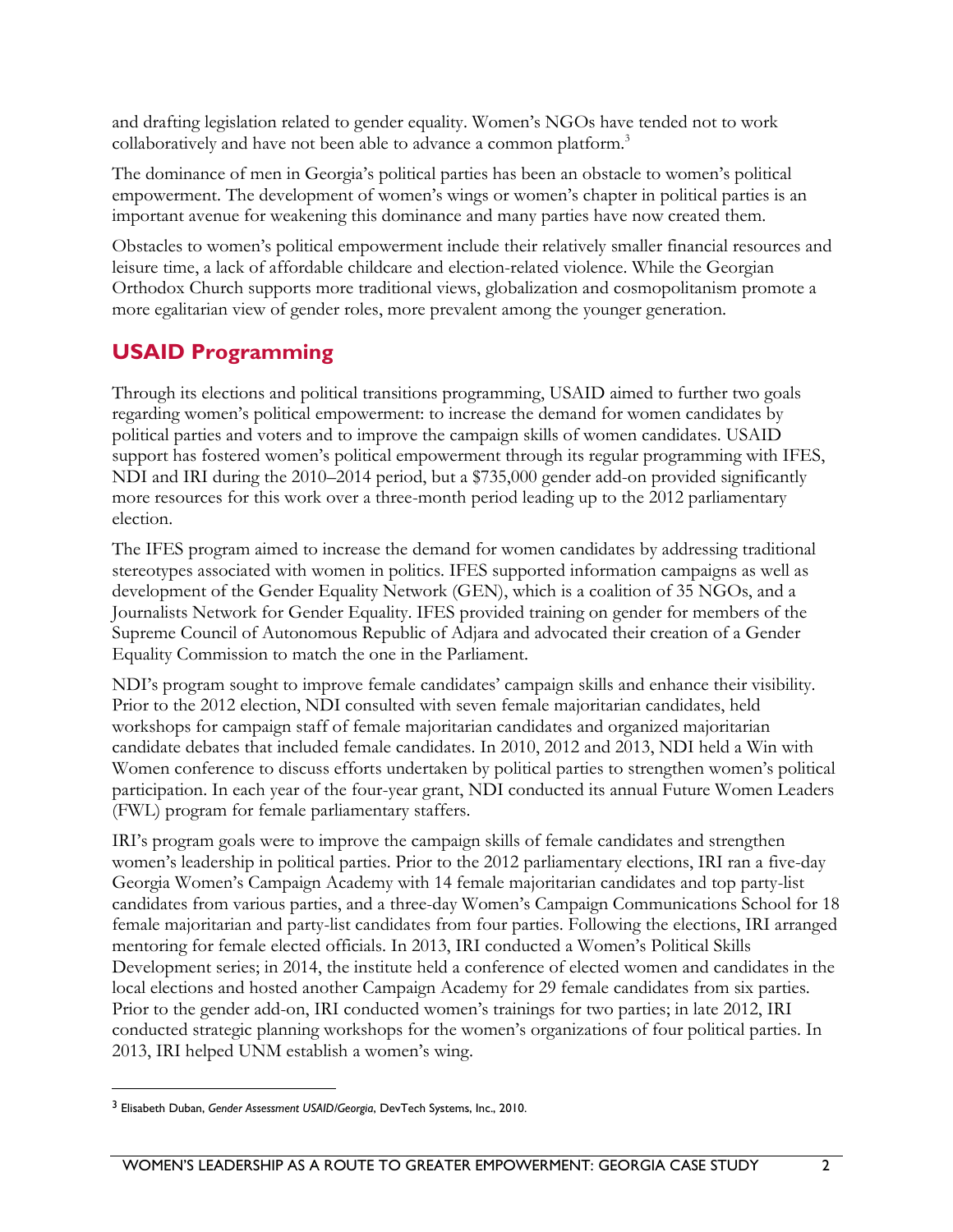and drafting legislation related to gender equality. Women's NGOs have tended not to work collaboratively and have not been able to advance a common platform.[3]

The dominance of men in Georgia's political parties has been an obstacle to women's political empowerment. The development of women's wings or women's chapter in political parties is an important avenue for weakening this dominance and many parties have now created them.

Obstacles to women's political empowerment include their relatively smaller financial resources and leisure time, a lack of affordable childcare and election-related violence. While the Georgian Orthodox Church supports more traditional views, globalization and cosmopolitanism promote a more egalitarian view of gender roles, more prevalent among the younger generation.

## USAID Programming

Through its elections and political transitions programming, USAID aimed to further two goals regarding women's political empowerment: to increase the demand for women candidates by political parties and voters and to improve the campaign skills of women candidates. USAID support has fostered women's political empowerment through its regular programming with IFES, NDI and IRI during the 2010–2014 period, but a $735,000 gender add-on provided significantly more resources for this work over a three-month period leading up to the 2012 parliamentary election.

The IFES program aimed to increase the demand for women candidates by addressing traditional stereotypes associated with women in politics. IFES supported information campaigns as well as development of the Gender Equality Network (GEN), which is a coalition of 35 NGOs, and a Journalists Network for Gender Equality. IFES provided training on gender for members of the Supreme Council of Autonomous Republic of Adjara and advocated their creation of a Gender Equality Commission to match the one in the Parliament.

NDI's program sought to improve female candidates' campaign skills and enhance their visibility. Prior to the 2012 election, NDI consulted with seven female majoritarian candidates, held workshops for campaign staff of female majoritarian candidates and organized majoritarian candidate debates that included female candidates. In 2010, 2012 and 2013, NDI held a Win with Women conference to discuss efforts undertaken by political parties to strengthen women's political participation. In each year of the four-year grant, NDI conducted its annual Future Women Leaders (FWL) program for female parliamentary staffers.

IRI's program goals were to improve the campaign skills of female candidates and strengthen women's leadership in political parties. Prior to the 2012 parliamentary elections, IRI ran a five-day Georgia Women's Campaign Academy with 14 female majoritarian candidates and top party-list candidates from various parties, and a three-day Women's Campaign Communications School for 18 female majoritarian and party-list candidates from four parties. Following the elections, IRI arranged mentoring for female elected officials. In 2013, IRI conducted a Women's Political Skills Development series; in 2014, the institute held a conference of elected women and candidates in the local elections and hosted another Campaign Academy for 29 female candidates from six parties. Prior to the gender add-on, IRI conducted women's trainings for two parties; in late 2012, IRI conducted strategic planning workshops for the women's organizations of four political parties. In 2013, IRI helped UNM establish a women's wing.

---

[3] Elisabeth Duban, *Gender Assessment USAID/Georgia*, DevTech Systems, Inc., 2010.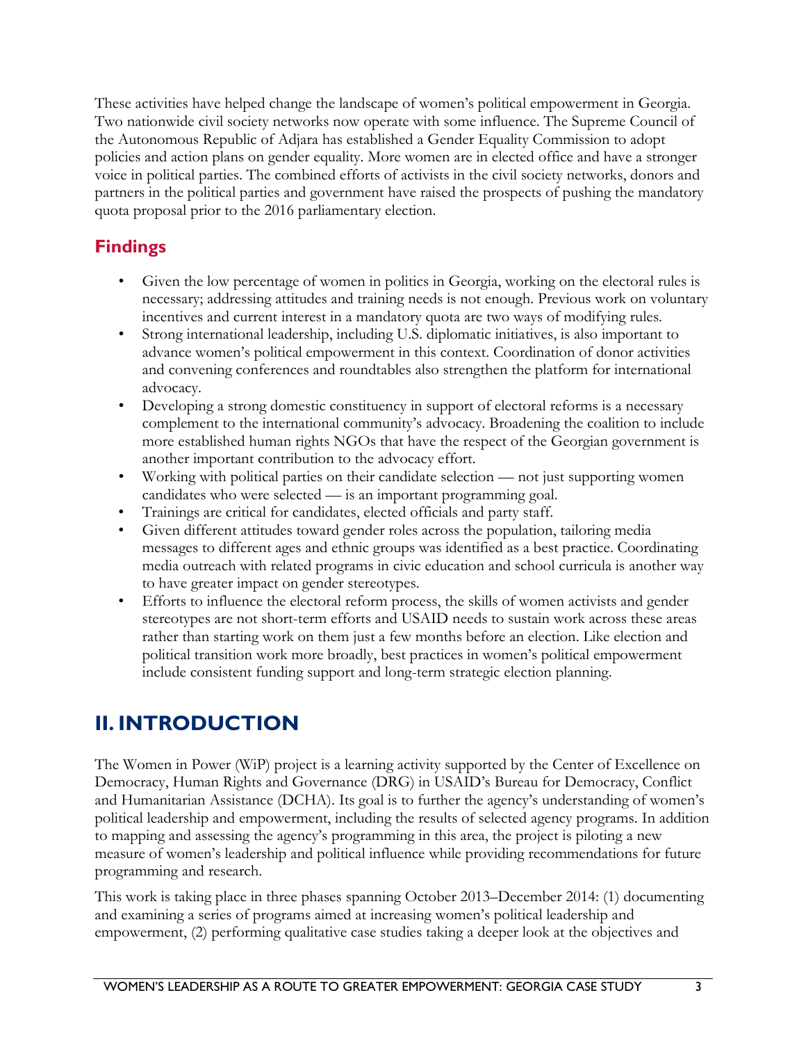These activities have helped change the landscape of women's political empowerment in Georgia. Two nationwide civil society networks now operate with some influence. The Supreme Council of the Autonomous Republic of Adjara has established a Gender Equality Commission to adopt policies and action plans on gender equality. More women are in elected office and have a stronger voice in political parties. The combined efforts of activists in the civil society networks, donors and partners in the political parties and government have raised the prospects of pushing the mandatory quota proposal prior to the 2016 parliamentary election.

## Findings

- Given the low percentage of women in politics in Georgia, working on the electoral rules is necessary; addressing attitudes and training needs is not enough. Previous work on voluntary incentives and current interest in a mandatory quota are two ways of modifying rules.
- Strong international leadership, including U.S. diplomatic initiatives, is also important to advance women's political empowerment in this context. Coordination of donor activities and convening conferences and roundtables also strengthen the platform for international advocacy.
- Developing a strong domestic constituency in support of electoral reforms is a necessary complement to the international community's advocacy. Broadening the coalition to include more established human rights NGOs that have the respect of the Georgian government is another important contribution to the advocacy effort.
- Working with political parties on their candidate selection — not just supporting women candidates who were selected — is an important programming goal.
- Trainings are critical for candidates, elected officials and party staff.
- Given different attitudes toward gender roles across the population, tailoring media messages to different ages and ethnic groups was identified as a best practice. Coordinating media outreach with related programs in civic education and school curricula is another way to have greater impact on gender stereotypes.
- Efforts to influence the electoral reform process, the skills of women activists and gender stereotypes are not short-term efforts and USAID needs to sustain work across these areas rather than starting work on them just a few months before an election. Like election and political transition work more broadly, best practices in women's political empowerment include consistent funding support and long-term strategic election planning.

# II. INTRODUCTION

The Women in Power (WiP) project is a learning activity supported by the Center of Excellence on Democracy, Human Rights and Governance (DRG) in USAID's Bureau for Democracy, Conflict and Humanitarian Assistance (DCHA). Its goal is to further the agency's understanding of women's political leadership and empowerment, including the results of selected agency programs. In addition to mapping and assessing the agency's programming in this area, the project is piloting a new measure of women's leadership and political influence while providing recommendations for future programming and research.

This work is taking place in three phases spanning October 2013–December 2014: (1) documenting and examining a series of programs aimed at increasing women's political leadership and empowerment, (2) performing qualitative case studies taking a deeper look at the objectives and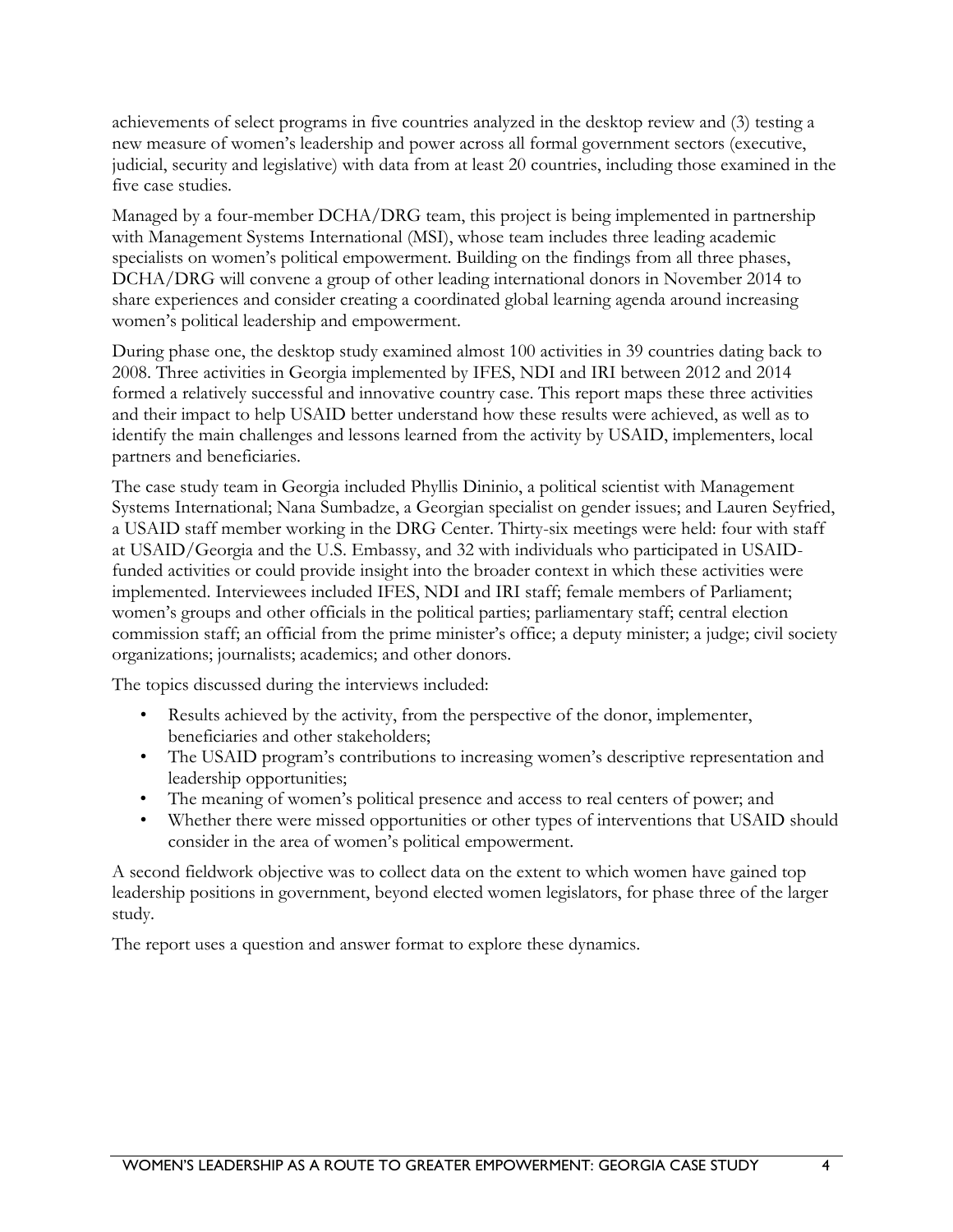achievements of select programs in five countries analyzed in the desktop review and (3) testing a new measure of women's leadership and power across all formal government sectors (executive, judicial, security and legislative) with data from at least 20 countries, including those examined in the five case studies.

Managed by a four-member DCHA/DRG team, this project is being implemented in partnership with Management Systems International (MSI), whose team includes three leading academic specialists on women's political empowerment. Building on the findings from all three phases, DCHA/DRG will convene a group of other leading international donors in November 2014 to share experiences and consider creating a coordinated global learning agenda around increasing women's political leadership and empowerment.

During phase one, the desktop study examined almost 100 activities in 39 countries dating back to 2008. Three activities in Georgia implemented by IFES, NDI and IRI between 2012 and 2014 formed a relatively successful and innovative country case. This report maps these three activities and their impact to help USAID better understand how these results were achieved, as well as to identify the main challenges and lessons learned from the activity by USAID, implementers, local partners and beneficiaries.

The case study team in Georgia included Phyllis Dininio, a political scientist with Management Systems International; Nana Sumbadze, a Georgian specialist on gender issues; and Lauren Seyfried, a USAID staff member working in the DRG Center. Thirty-six meetings were held: four with staff at USAID/Georgia and the U.S. Embassy, and 32 with individuals who participated in USAID-funded activities or could provide insight into the broader context in which these activities were implemented. Interviewees included IFES, NDI and IRI staff; female members of Parliament; women's groups and other officials in the political parties; parliamentary staff; central election commission staff; an official from the prime minister's office; a deputy minister; a judge; civil society organizations; journalists; academics; and other donors.

The topics discussed during the interviews included:

- Results achieved by the activity, from the perspective of the donor, implementer, beneficiaries and other stakeholders;
- The USAID program's contributions to increasing women's descriptive representation and leadership opportunities;
- The meaning of women's political presence and access to real centers of power; and
- Whether there were missed opportunities or other types of interventions that USAID should consider in the area of women's political empowerment.

A second fieldwork objective was to collect data on the extent to which women have gained top leadership positions in government, beyond elected women legislators, for phase three of the larger study.

The report uses a question and answer format to explore these dynamics.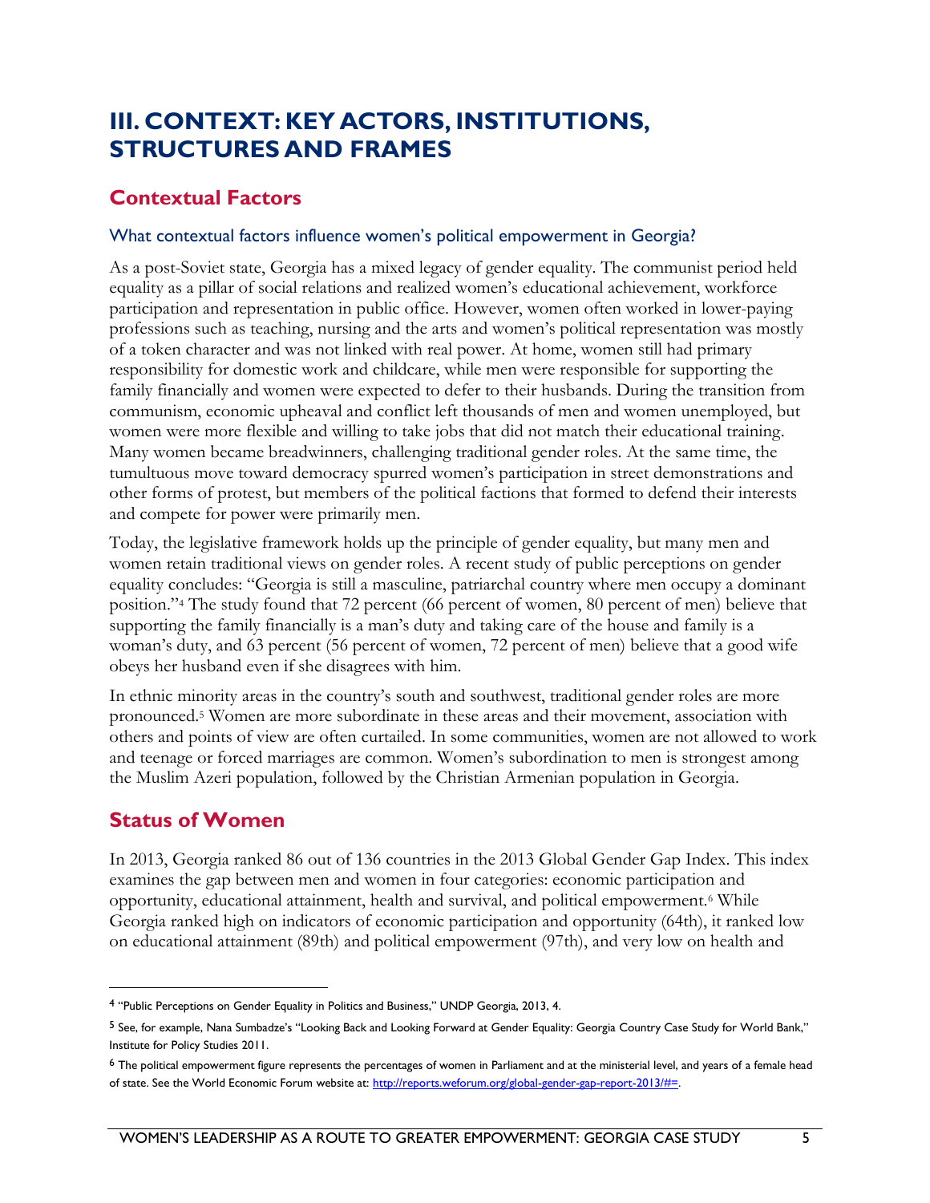# III. CONTEXT: KEY ACTORS, INSTITUTIONS, STRUCTURES AND FRAMES

## Contextual Factors

### What contextual factors influence women's political empowerment in Georgia?

As a post-Soviet state, Georgia has a mixed legacy of gender equality. The communist period held equality as a pillar of social relations and realized women's educational achievement, workforce participation and representation in public office. However, women often worked in lower-paying professions such as teaching, nursing and the arts and women's political representation was mostly of a token character and was not linked with real power. At home, women still had primary responsibility for domestic work and childcare, while men were responsible for supporting the family financially and women were expected to defer to their husbands. During the transition from communism, economic upheaval and conflict left thousands of men and women unemployed, but women were more flexible and willing to take jobs that did not match their educational training. Many women became breadwinners, challenging traditional gender roles. At the same time, the tumultuous move toward democracy spurred women's participation in street demonstrations and other forms of protest, but members of the political factions that formed to defend their interests and compete for power were primarily men.

Today, the legislative framework holds up the principle of gender equality, but many men and women retain traditional views on gender roles. A recent study of public perceptions on gender equality concludes: "Georgia is still a masculine, patriarchal country where men occupy a dominant position."[4] The study found that 72 percent (66 percent of women, 80 percent of men) believe that supporting the family financially is a man's duty and taking care of the house and family is a woman's duty, and 63 percent (56 percent of women, 72 percent of men) believe that a good wife obeys her husband even if she disagrees with him.

In ethnic minority areas in the country's south and southwest, traditional gender roles are more pronounced.[5] Women are more subordinate in these areas and their movement, association with others and points of view are often curtailed. In some communities, women are not allowed to work and teenage or forced marriages are common. Women's subordination to men is strongest among the Muslim Azeri population, followed by the Christian Armenian population in Georgia.

## Status of Women

In 2013, Georgia ranked 86 out of 136 countries in the 2013 Global Gender Gap Index. This index examines the gap between men and women in four categories: economic participation and opportunity, educational attainment, health and survival, and political empowerment.[6] While Georgia ranked high on indicators of economic participation and opportunity (64th), it ranked low on educational attainment (89th) and political empowerment (97th), and very low on health and

---

[4] "Public Perceptions on Gender Equality in Politics and Business," UNDP Georgia, 2013, 4.

[5] See, for example, Nana Sumbadze's "Looking Back and Looking Forward at Gender Equality: Georgia Country Case Study for World Bank," Institute for Policy Studies 2011.

[6] The political empowerment figure represents the percentages of women in Parliament and at the ministerial level, and years of a female head of state. See the World Economic Forum website at: http://reports.weforum.org/global-gender-gap-report-2013/#=.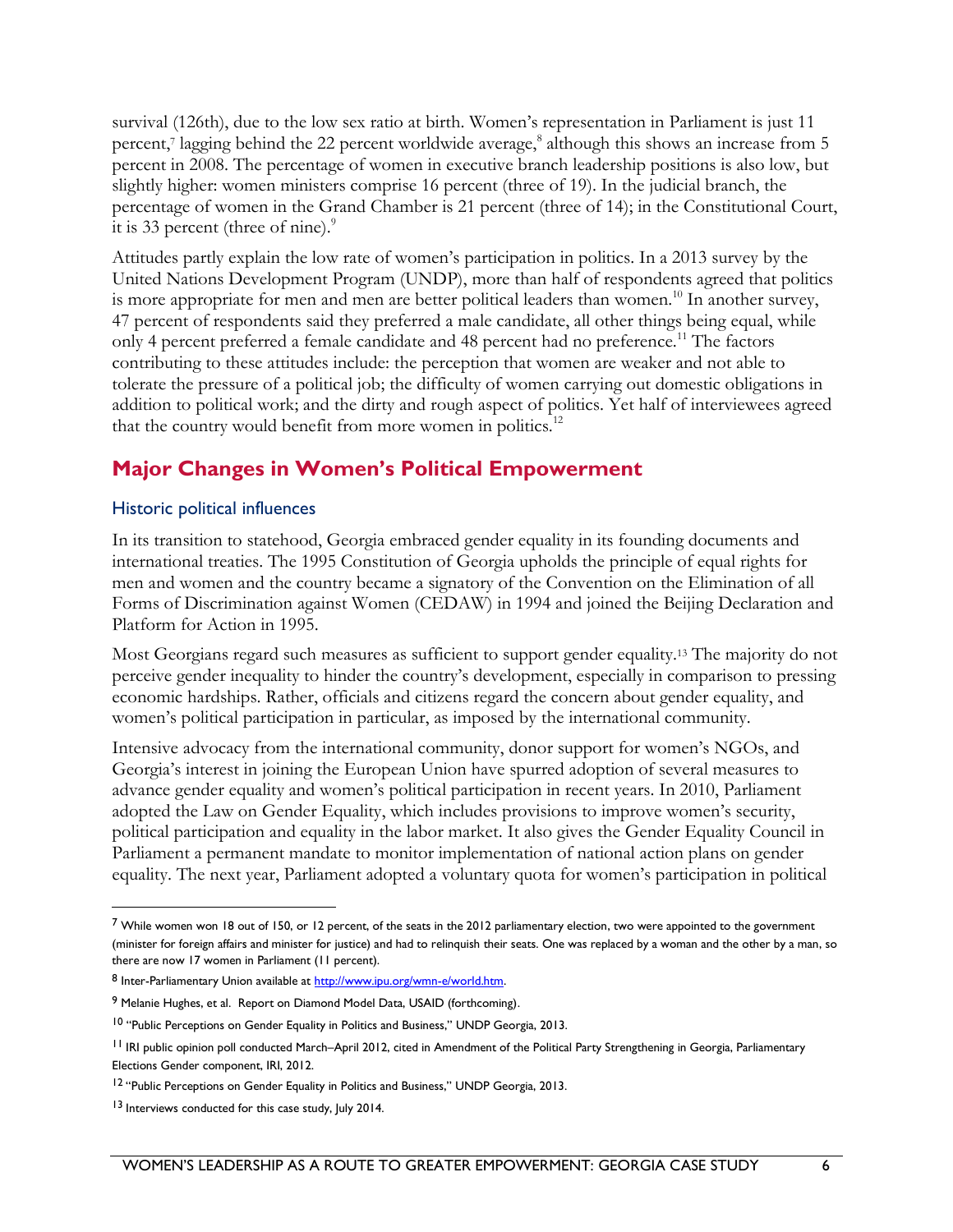survival (126th), due to the low sex ratio at birth. Women's representation in Parliament is just 11 percent,[7] lagging behind the 22 percent worldwide average,[8] although this shows an increase from 5 percent in 2008. The percentage of women in executive branch leadership positions is also low, but slightly higher: women ministers comprise 16 percent (three of 19). In the judicial branch, the percentage of women in the Grand Chamber is 21 percent (three of 14); in the Constitutional Court, it is 33 percent (three of nine).[9]

Attitudes partly explain the low rate of women's participation in politics. In a 2013 survey by the United Nations Development Program (UNDP), more than half of respondents agreed that politics is more appropriate for men and men are better political leaders than women.[10] In another survey, 47 percent of respondents said they preferred a male candidate, all other things being equal, while only 4 percent preferred a female candidate and 48 percent had no preference.[11] The factors contributing to these attitudes include: the perception that women are weaker and not able to tolerate the pressure of a political job; the difficulty of women carrying out domestic obligations in addition to political work; and the dirty and rough aspect of politics. Yet half of interviewees agreed that the country would benefit from more women in politics.[12]

## Major Changes in Women's Political Empowerment

### Historic political influences

In its transition to statehood, Georgia embraced gender equality in its founding documents and international treaties. The 1995 Constitution of Georgia upholds the principle of equal rights for men and women and the country became a signatory of the Convention on the Elimination of all Forms of Discrimination against Women (CEDAW) in 1994 and joined the Beijing Declaration and Platform for Action in 1995.

Most Georgians regard such measures as sufficient to support gender equality.[13] The majority do not perceive gender inequality to hinder the country's development, especially in comparison to pressing economic hardships. Rather, officials and citizens regard the concern about gender equality, and women's political participation in particular, as imposed by the international community.

Intensive advocacy from the international community, donor support for women's NGOs, and Georgia's interest in joining the European Union have spurred adoption of several measures to advance gender equality and women's political participation in recent years. In 2010, Parliament adopted the Law on Gender Equality, which includes provisions to improve women's security, political participation and equality in the labor market. It also gives the Gender Equality Council in Parliament a permanent mandate to monitor implementation of national action plans on gender equality. The next year, Parliament adopted a voluntary quota for women's participation in political

---

[7] While women won 18 out of 150, or 12 percent, of the seats in the 2012 parliamentary election, two were appointed to the government (minister for foreign affairs and minister for justice) and had to relinquish their seats. One was replaced by a woman and the other by a man, so there are now 17 women in Parliament (11 percent).

[8] Inter-Parliamentary Union available at http://www.ipu.org/wmn-e/world.htm.

[9] Melanie Hughes, et al. Report on Diamond Model Data, USAID (forthcoming).

[10] "Public Perceptions on Gender Equality in Politics and Business," UNDP Georgia, 2013.

[11] IRI public opinion poll conducted March–April 2012, cited in Amendment of the Political Party Strengthening in Georgia, Parliamentary Elections Gender component, IRI, 2012.

[12] "Public Perceptions on Gender Equality in Politics and Business," UNDP Georgia, 2013.

[13] Interviews conducted for this case study, July 2014.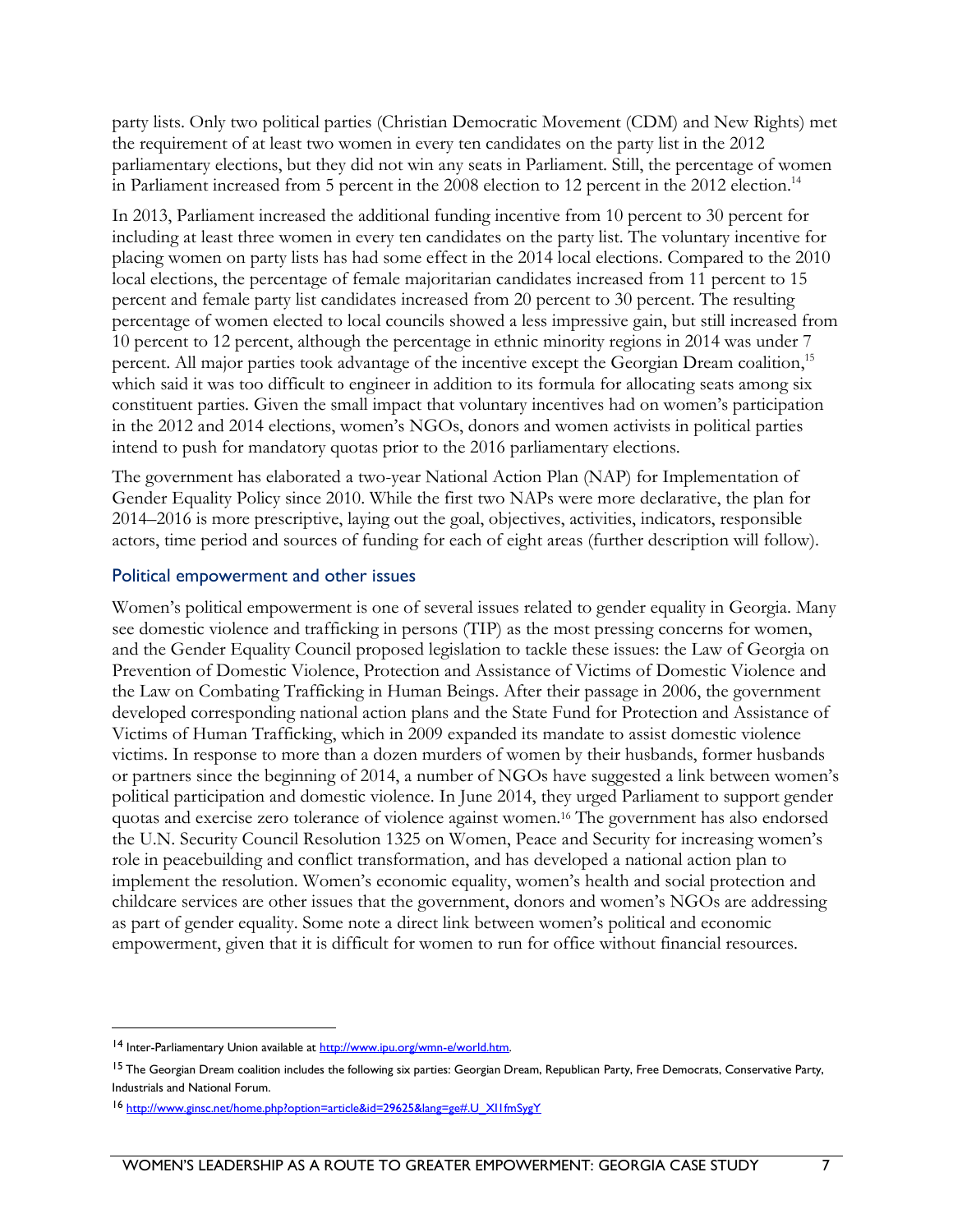party lists. Only two political parties (Christian Democratic Movement (CDM) and New Rights) met the requirement of at least two women in every ten candidates on the party list in the 2012 parliamentary elections, but they did not win any seats in Parliament. Still, the percentage of women in Parliament increased from 5 percent in the 2008 election to 12 percent in the 2012 election.[14]

In 2013, Parliament increased the additional funding incentive from 10 percent to 30 percent for including at least three women in every ten candidates on the party list. The voluntary incentive for placing women on party lists has had some effect in the 2014 local elections. Compared to the 2010 local elections, the percentage of female majoritarian candidates increased from 11 percent to 15 percent and female party list candidates increased from 20 percent to 30 percent. The resulting percentage of women elected to local councils showed a less impressive gain, but still increased from 10 percent to 12 percent, although the percentage in ethnic minority regions in 2014 was under 7 percent. All major parties took advantage of the incentive except the Georgian Dream coalition,[15] which said it was too difficult to engineer in addition to its formula for allocating seats among six constituent parties. Given the small impact that voluntary incentives had on women's participation in the 2012 and 2014 elections, women's NGOs, donors and women activists in political parties intend to push for mandatory quotas prior to the 2016 parliamentary elections.

The government has elaborated a two-year National Action Plan (NAP) for Implementation of Gender Equality Policy since 2010. While the first two NAPs were more declarative, the plan for 2014–2016 is more prescriptive, laying out the goal, objectives, activities, indicators, responsible actors, time period and sources of funding for each of eight areas (further description will follow).

### Political empowerment and other issues

Women's political empowerment is one of several issues related to gender equality in Georgia. Many see domestic violence and trafficking in persons (TIP) as the most pressing concerns for women, and the Gender Equality Council proposed legislation to tackle these issues: the Law of Georgia on Prevention of Domestic Violence, Protection and Assistance of Victims of Domestic Violence and the Law on Combating Trafficking in Human Beings. After their passage in 2006, the government developed corresponding national action plans and the State Fund for Protection and Assistance of Victims of Human Trafficking, which in 2009 expanded its mandate to assist domestic violence victims. In response to more than a dozen murders of women by their husbands, former husbands or partners since the beginning of 2014, a number of NGOs have suggested a link between women's political participation and domestic violence. In June 2014, they urged Parliament to support gender quotas and exercise zero tolerance of violence against women.[16] The government has also endorsed the U.N. Security Council Resolution 1325 on Women, Peace and Security for increasing women's role in peacebuilding and conflict transformation, and has developed a national action plan to implement the resolution. Women's economic equality, women's health and social protection and childcare services are other issues that the government, donors and women's NGOs are addressing as part of gender equality. Some note a direct link between women's political and economic empowerment, given that it is difficult for women to run for office without financial resources.

---

[14] Inter-Parliamentary Union available at http://www.ipu.org/wmn-e/world.htm.

[15] The Georgian Dream coalition includes the following six parties: Georgian Dream, Republican Party, Free Democrats, Conservative Party, Industrials and National Forum.

[16] http://www.ginsc.net/home.php?option=article&id=29625&lang=ge#.U_XI1fmSygY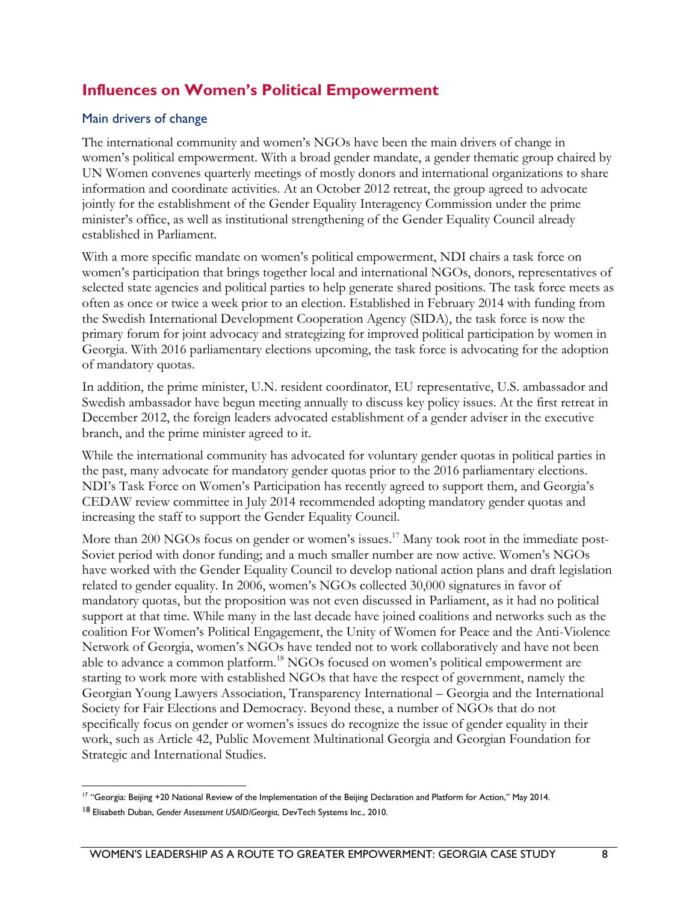## Influences on Women's Political Empowerment

### Main drivers of change

The international community and women's NGOs have been the main drivers of change in women's political empowerment. With a broad gender mandate, a gender thematic group chaired by UN Women convenes quarterly meetings of mostly donors and international organizations to share information and coordinate activities. At an October 2012 retreat, the group agreed to advocate jointly for the establishment of the Gender Equality Interagency Commission under the prime minister's office, as well as institutional strengthening of the Gender Equality Council already established in Parliament.

With a more specific mandate on women's political empowerment, NDI chairs a task force on women's participation that brings together local and international NGOs, donors, representatives of selected state agencies and political parties to help generate shared positions. The task force meets as often as once or twice a week prior to an election. Established in February 2014 with funding from the Swedish International Development Cooperation Agency (SIDA), the task force is now the primary forum for joint advocacy and strategizing for improved political participation by women in Georgia. With 2016 parliamentary elections upcoming, the task force is advocating for the adoption of mandatory quotas.

In addition, the prime minister, U.N. resident coordinator, EU representative, U.S. ambassador and Swedish ambassador have begun meeting annually to discuss key policy issues. At the first retreat in December 2012, the foreign leaders advocated establishment of a gender adviser in the executive branch, and the prime minister agreed to it.

While the international community has advocated for voluntary gender quotas in political parties in the past, many advocate for mandatory gender quotas prior to the 2016 parliamentary elections. NDI's Task Force on Women's Participation has recently agreed to support them, and Georgia's CEDAW review committee in July 2014 recommended adopting mandatory gender quotas and increasing the staff to support the Gender Equality Council.

More than 200 NGOs focus on gender or women's issues.[17] Many took root in the immediate post-Soviet period with donor funding; and a much smaller number are now active. Women's NGOs have worked with the Gender Equality Council to develop national action plans and draft legislation related to gender equality. In 2006, women's NGOs collected 30,000 signatures in favor of mandatory quotas, but the proposition was not even discussed in Parliament, as it had no political support at that time. While many in the last decade have joined coalitions and networks such as the coalition For Women's Political Engagement, the Unity of Women for Peace and the Anti-Violence Network of Georgia, women's NGOs have tended not to work collaboratively and have not been able to advance a common platform.[18] NGOs focused on women's political empowerment are starting to work more with established NGOs that have the respect of government, namely the Georgian Young Lawyers Association, Transparency International – Georgia and the International Society for Fair Elections and Democracy. Beyond these, a number of NGOs that do not specifically focus on gender or women's issues do recognize the issue of gender equality in their work, such as Article 42, Public Movement Multinational Georgia and Georgian Foundation for Strategic and International Studies.

---

[17] "Georgia: Beijing +20 National Review of the Implementation of the Beijing Declaration and Platform for Action," May 2014.

[18] Elisabeth Duban, *Gender Assessment USAID/Georgia*, DevTech Systems Inc., 2010.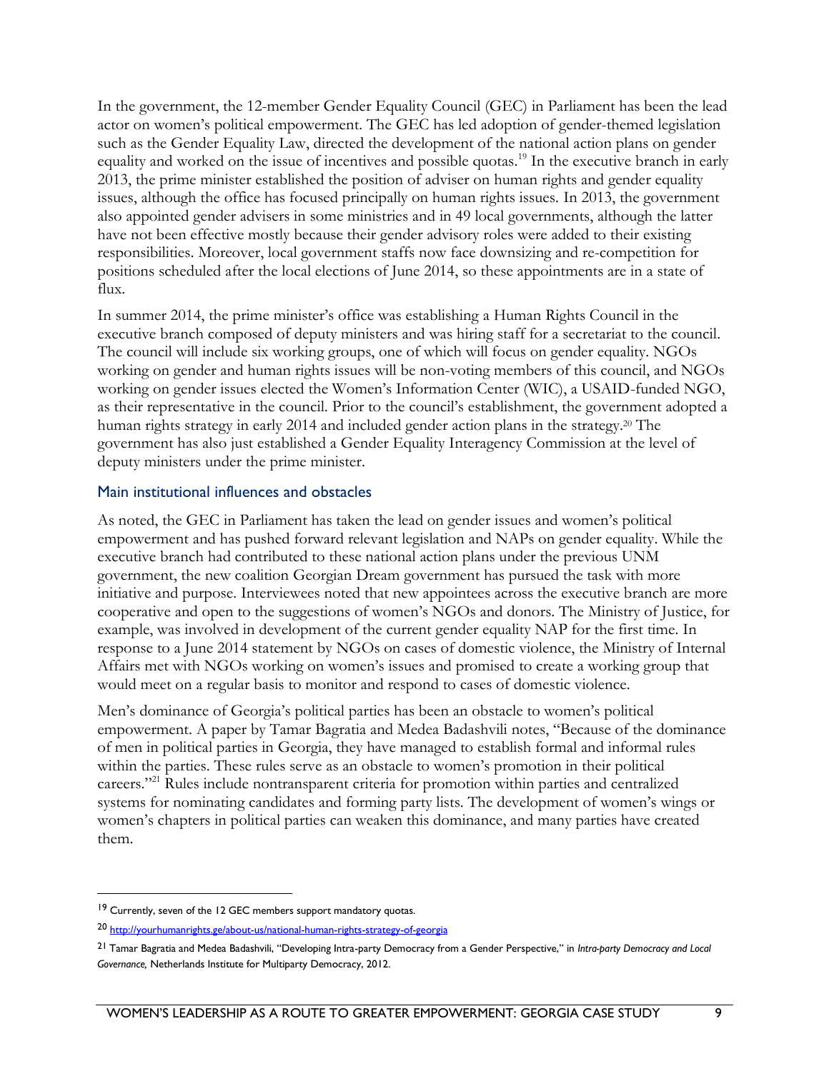In the government, the 12-member Gender Equality Council (GEC) in Parliament has been the lead actor on women's political empowerment. The GEC has led adoption of gender-themed legislation such as the Gender Equality Law, directed the development of the national action plans on gender equality and worked on the issue of incentives and possible quotas.[19] In the executive branch in early 2013, the prime minister established the position of adviser on human rights and gender equality issues, although the office has focused principally on human rights issues. In 2013, the government also appointed gender advisers in some ministries and in 49 local governments, although the latter have not been effective mostly because their gender advisory roles were added to their existing responsibilities. Moreover, local government staffs now face downsizing and re-competition for positions scheduled after the local elections of June 2014, so these appointments are in a state of flux.

In summer 2014, the prime minister's office was establishing a Human Rights Council in the executive branch composed of deputy ministers and was hiring staff for a secretariat to the council. The council will include six working groups, one of which will focus on gender equality. NGOs working on gender and human rights issues will be non-voting members of this council, and NGOs working on gender issues elected the Women's Information Center (WIC), a USAID-funded NGO, as their representative in the council. Prior to the council's establishment, the government adopted a human rights strategy in early 2014 and included gender action plans in the strategy.[20] The government has also just established a Gender Equality Interagency Commission at the level of deputy ministers under the prime minister.

### Main institutional influences and obstacles

As noted, the GEC in Parliament has taken the lead on gender issues and women's political empowerment and has pushed forward relevant legislation and NAPs on gender equality. While the executive branch had contributed to these national action plans under the previous UNM government, the new coalition Georgian Dream government has pursued the task with more initiative and purpose. Interviewees noted that new appointees across the executive branch are more cooperative and open to the suggestions of women's NGOs and donors. The Ministry of Justice, for example, was involved in development of the current gender equality NAP for the first time. In response to a June 2014 statement by NGOs on cases of domestic violence, the Ministry of Internal Affairs met with NGOs working on women's issues and promised to create a working group that would meet on a regular basis to monitor and respond to cases of domestic violence.

Men's dominance of Georgia's political parties has been an obstacle to women's political empowerment. A paper by Tamar Bagratia and Medea Badashvili notes, "Because of the dominance of men in political parties in Georgia, they have managed to establish formal and informal rules within the parties. These rules serve as an obstacle to women's promotion in their political careers."[21] Rules include nontransparent criteria for promotion within parties and centralized systems for nominating candidates and forming party lists. The development of women's wings or women's chapters in political parties can weaken this dominance, and many parties have created them.

---

[19] Currently, seven of the 12 GEC members support mandatory quotas.

[20] http://yourhumanrights.ge/about-us/national-human-rights-strategy-of-georgia

[21] Tamar Bagratia and Medea Badashvili, "Developing Intra-party Democracy from a Gender Perspective," in *Intra-party Democracy and Local Governance,* Netherlands Institute for Multiparty Democracy, 2012.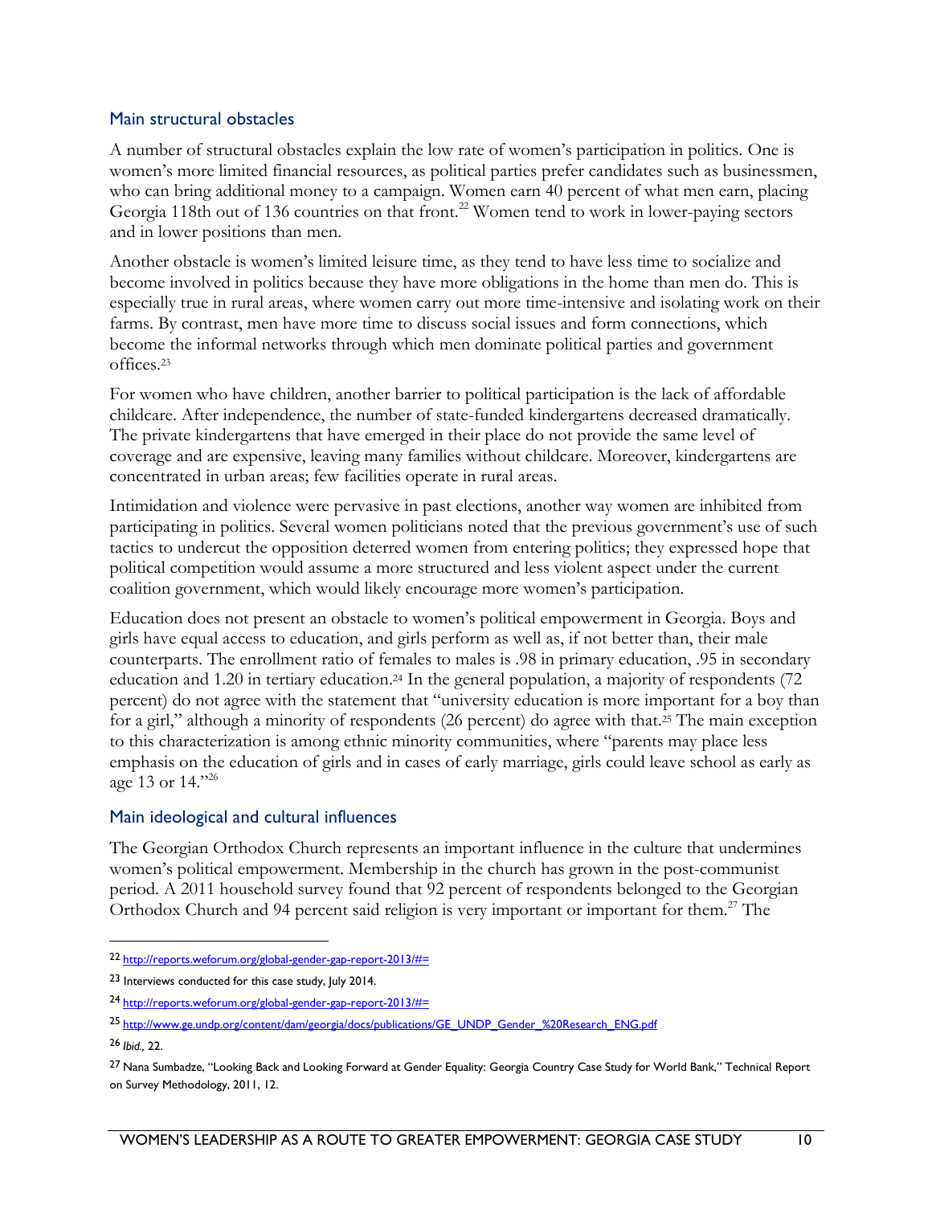## Main structural obstacles

A number of structural obstacles explain the low rate of women's participation in politics. One is women's more limited financial resources, as political parties prefer candidates such as businessmen, who can bring additional money to a campaign. Women earn 40 percent of what men earn, placing Georgia 118th out of 136 countries on that front.[22] Women tend to work in lower-paying sectors and in lower positions than men.

Another obstacle is women's limited leisure time, as they tend to have less time to socialize and become involved in politics because they have more obligations in the home than men do. This is especially true in rural areas, where women carry out more time-intensive and isolating work on their farms. By contrast, men have more time to discuss social issues and form connections, which become the informal networks through which men dominate political parties and government offices.[23]

For women who have children, another barrier to political participation is the lack of affordable childcare. After independence, the number of state-funded kindergartens decreased dramatically. The private kindergartens that have emerged in their place do not provide the same level of coverage and are expensive, leaving many families without childcare. Moreover, kindergartens are concentrated in urban areas; few facilities operate in rural areas.

Intimidation and violence were pervasive in past elections, another way women are inhibited from participating in politics. Several women politicians noted that the previous government's use of such tactics to undercut the opposition deterred women from entering politics; they expressed hope that political competition would assume a more structured and less violent aspect under the current coalition government, which would likely encourage more women's participation.

Education does not present an obstacle to women's political empowerment in Georgia. Boys and girls have equal access to education, and girls perform as well as, if not better than, their male counterparts. The enrollment ratio of females to males is .98 in primary education, .95 in secondary education and 1.20 in tertiary education.[24] In the general population, a majority of respondents (72 percent) do not agree with the statement that "university education is more important for a boy than for a girl," although a minority of respondents (26 percent) do agree with that.[25] The main exception to this characterization is among ethnic minority communities, where "parents may place less emphasis on the education of girls and in cases of early marriage, girls could leave school as early as age 13 or 14."[26]

## Main ideological and cultural influences

The Georgian Orthodox Church represents an important influence in the culture that undermines women's political empowerment. Membership in the church has grown in the post-communist period. A 2011 household survey found that 92 percent of respondents belonged to the Georgian Orthodox Church and 94 percent said religion is very important or important for them.[27] The

---

[22] http://reports.weforum.org/global-gender-gap-report-2013/#=

[23] Interviews conducted for this case study, July 2014.

[24] http://reports.weforum.org/global-gender-gap-report-2013/#=

[25] http://www.ge.undp.org/content/dam/georgia/docs/publications/GE_UNDP_Gender_%20Research_ENG.pdf

[26] *Ibid.,* 22.

[27] Nana Sumbadze, "Looking Back and Looking Forward at Gender Equality: Georgia Country Case Study for World Bank," Technical Report on Survey Methodology, 2011, 12.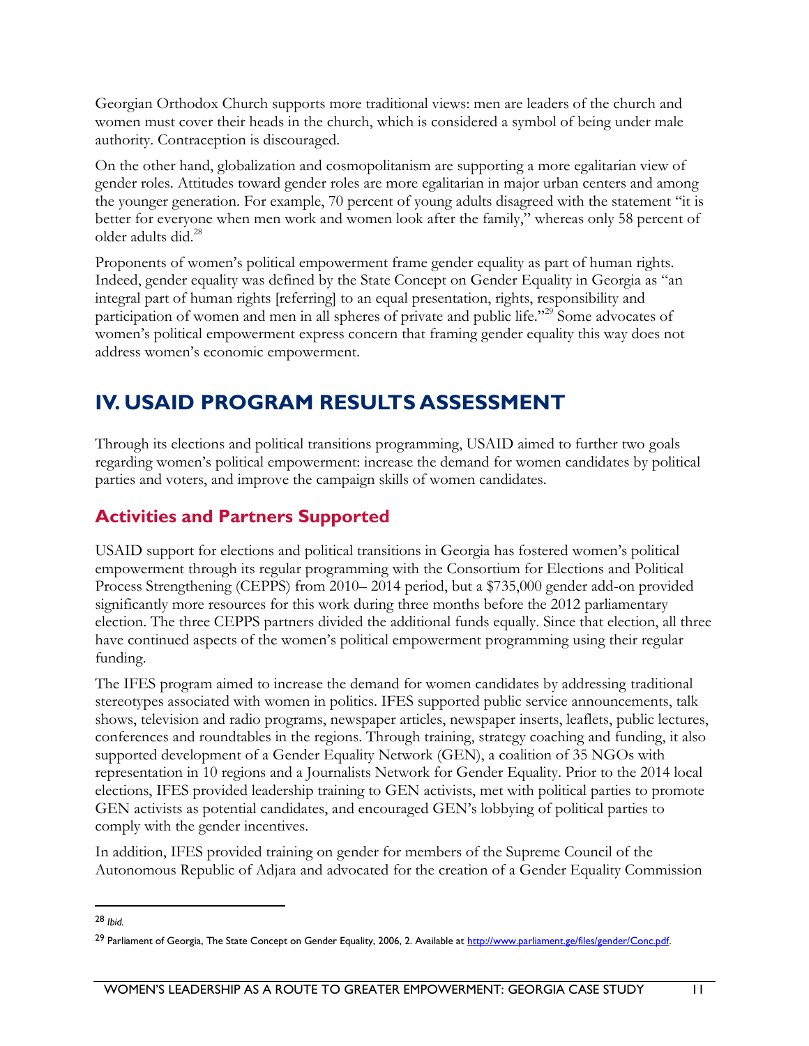Georgian Orthodox Church supports more traditional views: men are leaders of the church and women must cover their heads in the church, which is considered a symbol of being under male authority. Contraception is discouraged.

On the other hand, globalization and cosmopolitanism are supporting a more egalitarian view of gender roles. Attitudes toward gender roles are more egalitarian in major urban centers and among the younger generation. For example, 70 percent of young adults disagreed with the statement "it is better for everyone when men work and women look after the family," whereas only 58 percent of older adults did.[28]

Proponents of women's political empowerment frame gender equality as part of human rights. Indeed, gender equality was defined by the State Concept on Gender Equality in Georgia as "an integral part of human rights [referring] to an equal presentation, rights, responsibility and participation of women and men in all spheres of private and public life."[29] Some advocates of women's political empowerment express concern that framing gender equality this way does not address women's economic empowerment.

# IV. USAID PROGRAM RESULTS ASSESSMENT

Through its elections and political transitions programming, USAID aimed to further two goals regarding women's political empowerment: increase the demand for women candidates by political parties and voters, and improve the campaign skills of women candidates.

## Activities and Partners Supported

USAID support for elections and political transitions in Georgia has fostered women's political empowerment through its regular programming with the Consortium for Elections and Political Process Strengthening (CEPPS) from 2010– 2014 period, but a $735,000 gender add-on provided significantly more resources for this work during three months before the 2012 parliamentary election. The three CEPPS partners divided the additional funds equally. Since that election, all three have continued aspects of the women's political empowerment programming using their regular funding.

The IFES program aimed to increase the demand for women candidates by addressing traditional stereotypes associated with women in politics. IFES supported public service announcements, talk shows, television and radio programs, newspaper articles, newspaper inserts, leaflets, public lectures, conferences and roundtables in the regions. Through training, strategy coaching and funding, it also supported development of a Gender Equality Network (GEN), a coalition of 35 NGOs with representation in 10 regions and a Journalists Network for Gender Equality. Prior to the 2014 local elections, IFES provided leadership training to GEN activists, met with political parties to promote GEN activists as potential candidates, and encouraged GEN's lobbying of political parties to comply with the gender incentives.

In addition, IFES provided training on gender for members of the Supreme Council of the Autonomous Republic of Adjara and advocated for the creation of a Gender Equality Commission

---

[28] *Ibid.*

[29] Parliament of Georgia, The State Concept on Gender Equality, 2006, 2. Available at http://www.parliament.ge/files/gender/Conc.pdf.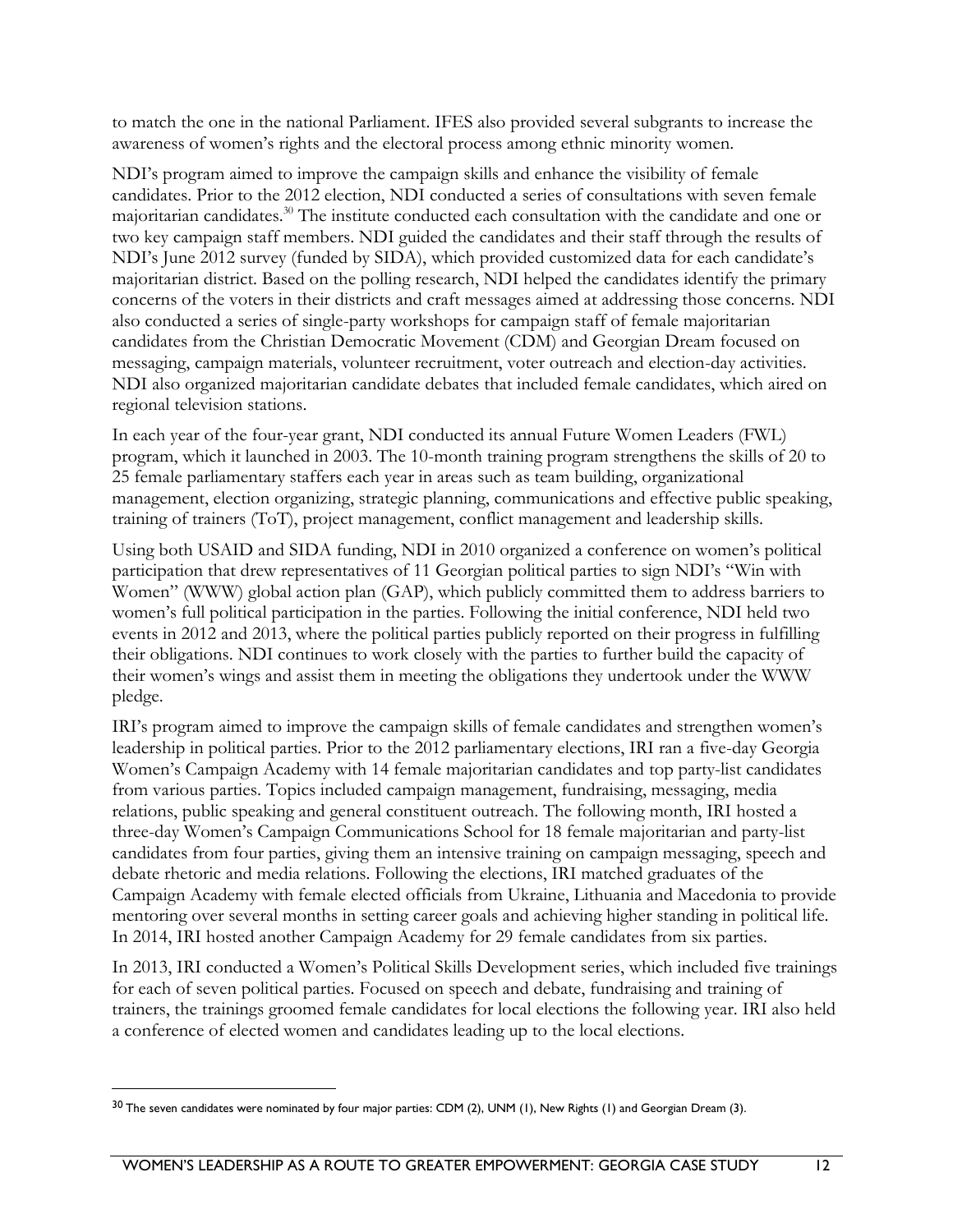to match the one in the national Parliament. IFES also provided several subgrants to increase the awareness of women's rights and the electoral process among ethnic minority women.

NDI's program aimed to improve the campaign skills and enhance the visibility of female candidates. Prior to the 2012 election, NDI conducted a series of consultations with seven female majoritarian candidates.[30] The institute conducted each consultation with the candidate and one or two key campaign staff members. NDI guided the candidates and their staff through the results of NDI's June 2012 survey (funded by SIDA), which provided customized data for each candidate's majoritarian district. Based on the polling research, NDI helped the candidates identify the primary concerns of the voters in their districts and craft messages aimed at addressing those concerns. NDI also conducted a series of single-party workshops for campaign staff of female majoritarian candidates from the Christian Democratic Movement (CDM) and Georgian Dream focused on messaging, campaign materials, volunteer recruitment, voter outreach and election-day activities. NDI also organized majoritarian candidate debates that included female candidates, which aired on regional television stations.

In each year of the four-year grant, NDI conducted its annual Future Women Leaders (FWL) program, which it launched in 2003. The 10-month training program strengthens the skills of 20 to 25 female parliamentary staffers each year in areas such as team building, organizational management, election organizing, strategic planning, communications and effective public speaking, training of trainers (ToT), project management, conflict management and leadership skills.

Using both USAID and SIDA funding, NDI in 2010 organized a conference on women's political participation that drew representatives of 11 Georgian political parties to sign NDI's "Win with Women" (WWW) global action plan (GAP), which publicly committed them to address barriers to women's full political participation in the parties. Following the initial conference, NDI held two events in 2012 and 2013, where the political parties publicly reported on their progress in fulfilling their obligations. NDI continues to work closely with the parties to further build the capacity of their women's wings and assist them in meeting the obligations they undertook under the WWW pledge.

IRI's program aimed to improve the campaign skills of female candidates and strengthen women's leadership in political parties. Prior to the 2012 parliamentary elections, IRI ran a five-day Georgia Women's Campaign Academy with 14 female majoritarian candidates and top party-list candidates from various parties. Topics included campaign management, fundraising, messaging, media relations, public speaking and general constituent outreach. The following month, IRI hosted a three-day Women's Campaign Communications School for 18 female majoritarian and party-list candidates from four parties, giving them an intensive training on campaign messaging, speech and debate rhetoric and media relations. Following the elections, IRI matched graduates of the Campaign Academy with female elected officials from Ukraine, Lithuania and Macedonia to provide mentoring over several months in setting career goals and achieving higher standing in political life. In 2014, IRI hosted another Campaign Academy for 29 female candidates from six parties.

In 2013, IRI conducted a Women's Political Skills Development series, which included five trainings for each of seven political parties. Focused on speech and debate, fundraising and training of trainers, the trainings groomed female candidates for local elections the following year. IRI also held a conference of elected women and candidates leading up to the local elections.

---

[30] The seven candidates were nominated by four major parties: CDM (2), UNM (1), New Rights (1) and Georgian Dream (3).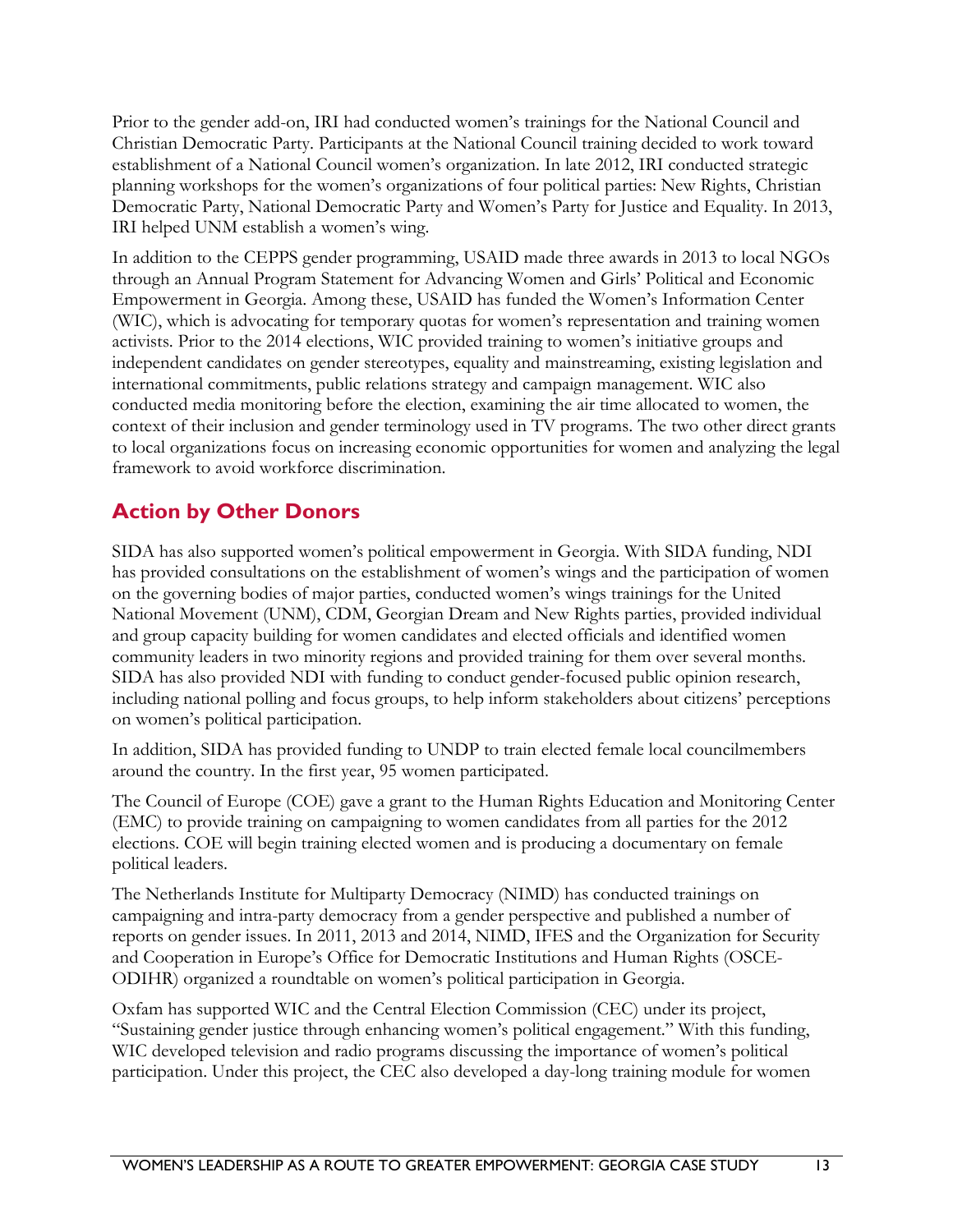Prior to the gender add-on, IRI had conducted women's trainings for the National Council and Christian Democratic Party. Participants at the National Council training decided to work toward establishment of a National Council women's organization. In late 2012, IRI conducted strategic planning workshops for the women's organizations of four political parties: New Rights, Christian Democratic Party, National Democratic Party and Women's Party for Justice and Equality. In 2013, IRI helped UNM establish a women's wing.

In addition to the CEPPS gender programming, USAID made three awards in 2013 to local NGOs through an Annual Program Statement for Advancing Women and Girls' Political and Economic Empowerment in Georgia. Among these, USAID has funded the Women's Information Center (WIC), which is advocating for temporary quotas for women's representation and training women activists. Prior to the 2014 elections, WIC provided training to women's initiative groups and independent candidates on gender stereotypes, equality and mainstreaming, existing legislation and international commitments, public relations strategy and campaign management. WIC also conducted media monitoring before the election, examining the air time allocated to women, the context of their inclusion and gender terminology used in TV programs. The two other direct grants to local organizations focus on increasing economic opportunities for women and analyzing the legal framework to avoid workforce discrimination.

## Action by Other Donors

SIDA has also supported women's political empowerment in Georgia. With SIDA funding, NDI has provided consultations on the establishment of women's wings and the participation of women on the governing bodies of major parties, conducted women's wings trainings for the United National Movement (UNM), CDM, Georgian Dream and New Rights parties, provided individual and group capacity building for women candidates and elected officials and identified women community leaders in two minority regions and provided training for them over several months. SIDA has also provided NDI with funding to conduct gender-focused public opinion research, including national polling and focus groups, to help inform stakeholders about citizens' perceptions on women's political participation.

In addition, SIDA has provided funding to UNDP to train elected female local councilmembers around the country. In the first year, 95 women participated.

The Council of Europe (COE) gave a grant to the Human Rights Education and Monitoring Center (EMC) to provide training on campaigning to women candidates from all parties for the 2012 elections. COE will begin training elected women and is producing a documentary on female political leaders.

The Netherlands Institute for Multiparty Democracy (NIMD) has conducted trainings on campaigning and intra-party democracy from a gender perspective and published a number of reports on gender issues. In 2011, 2013 and 2014, NIMD, IFES and the Organization for Security and Cooperation in Europe's Office for Democratic Institutions and Human Rights (OSCE-ODIHR) organized a roundtable on women's political participation in Georgia.

Oxfam has supported WIC and the Central Election Commission (CEC) under its project, "Sustaining gender justice through enhancing women's political engagement." With this funding, WIC developed television and radio programs discussing the importance of women's political participation. Under this project, the CEC also developed a day-long training module for women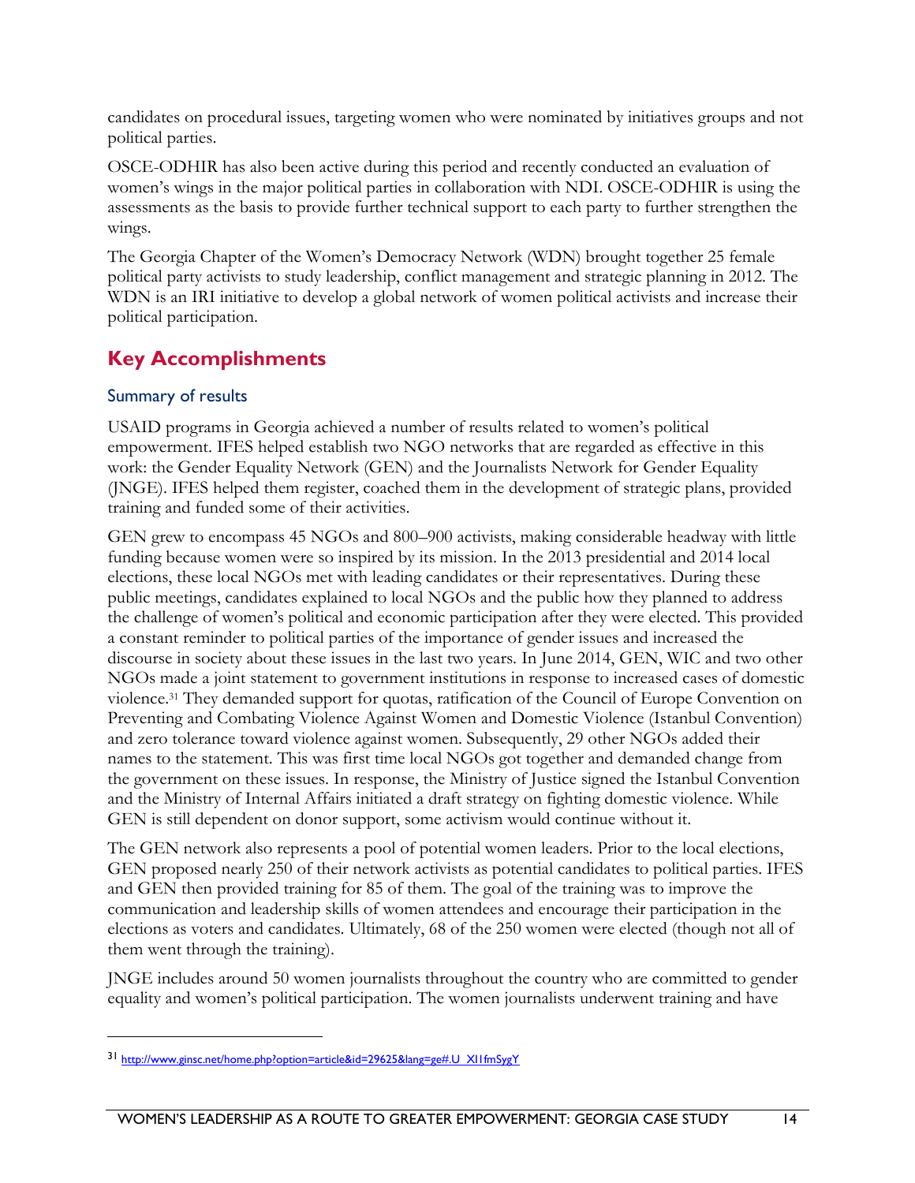candidates on procedural issues, targeting women who were nominated by initiatives groups and not political parties.

OSCE-ODHIR has also been active during this period and recently conducted an evaluation of women's wings in the major political parties in collaboration with NDI. OSCE-ODHIR is using the assessments as the basis to provide further technical support to each party to further strengthen the wings.

The Georgia Chapter of the Women's Democracy Network (WDN) brought together 25 female political party activists to study leadership, conflict management and strategic planning in 2012. The WDN is an IRI initiative to develop a global network of women political activists and increase their political participation.

## Key Accomplishments

### Summary of results

USAID programs in Georgia achieved a number of results related to women's political empowerment. IFES helped establish two NGO networks that are regarded as effective in this work: the Gender Equality Network (GEN) and the Journalists Network for Gender Equality (JNGE). IFES helped them register, coached them in the development of strategic plans, provided training and funded some of their activities.

GEN grew to encompass 45 NGOs and 800–900 activists, making considerable headway with little funding because women were so inspired by its mission. In the 2013 presidential and 2014 local elections, these local NGOs met with leading candidates or their representatives. During these public meetings, candidates explained to local NGOs and the public how they planned to address the challenge of women's political and economic participation after they were elected. This provided a constant reminder to political parties of the importance of gender issues and increased the discourse in society about these issues in the last two years. In June 2014, GEN, WIC and two other NGOs made a joint statement to government institutions in response to increased cases of domestic violence.[31] They demanded support for quotas, ratification of the Council of Europe Convention on Preventing and Combating Violence Against Women and Domestic Violence (Istanbul Convention) and zero tolerance toward violence against women. Subsequently, 29 other NGOs added their names to the statement. This was first time local NGOs got together and demanded change from the government on these issues. In response, the Ministry of Justice signed the Istanbul Convention and the Ministry of Internal Affairs initiated a draft strategy on fighting domestic violence. While GEN is still dependent on donor support, some activism would continue without it.

The GEN network also represents a pool of potential women leaders. Prior to the local elections, GEN proposed nearly 250 of their network activists as potential candidates to political parties. IFES and GEN then provided training for 85 of them. The goal of the training was to improve the communication and leadership skills of women attendees and encourage their participation in the elections as voters and candidates. Ultimately, 68 of the 250 women were elected (though not all of them went through the training).

JNGE includes around 50 women journalists throughout the country who are committed to gender equality and women's political participation. The women journalists underwent training and have

---

[31] http://www.ginsc.net/home.php?option=article&id=29625&lang=ge#.U_XI1fmSygY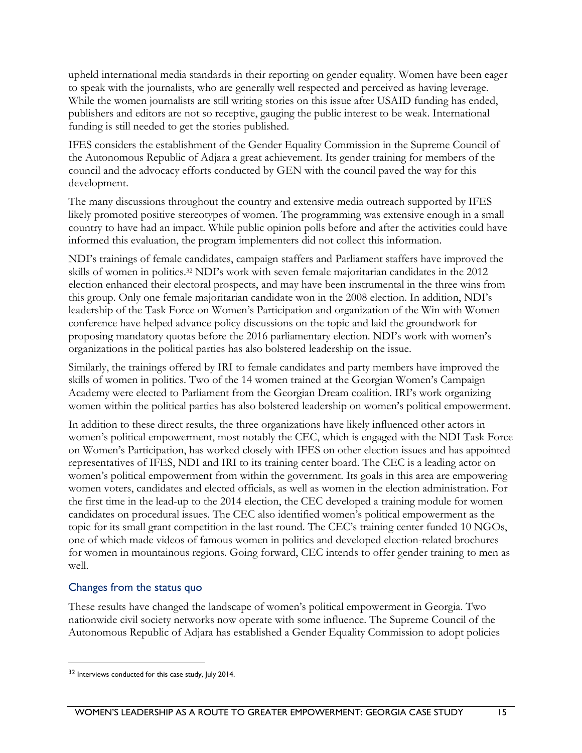upheld international media standards in their reporting on gender equality. Women have been eager to speak with the journalists, who are generally well respected and perceived as having leverage. While the women journalists are still writing stories on this issue after USAID funding has ended, publishers and editors are not so receptive, gauging the public interest to be weak. International funding is still needed to get the stories published.

IFES considers the establishment of the Gender Equality Commission in the Supreme Council of the Autonomous Republic of Adjara a great achievement. Its gender training for members of the council and the advocacy efforts conducted by GEN with the council paved the way for this development.

The many discussions throughout the country and extensive media outreach supported by IFES likely promoted positive stereotypes of women. The programming was extensive enough in a small country to have had an impact. While public opinion polls before and after the activities could have informed this evaluation, the program implementers did not collect this information.

NDI's trainings of female candidates, campaign staffers and Parliament staffers have improved the skills of women in politics.[32] NDI's work with seven female majoritarian candidates in the 2012 election enhanced their electoral prospects, and may have been instrumental in the three wins from this group. Only one female majoritarian candidate won in the 2008 election. In addition, NDI's leadership of the Task Force on Women's Participation and organization of the Win with Women conference have helped advance policy discussions on the topic and laid the groundwork for proposing mandatory quotas before the 2016 parliamentary election. NDI's work with women's organizations in the political parties has also bolstered leadership on the issue.

Similarly, the trainings offered by IRI to female candidates and party members have improved the skills of women in politics. Two of the 14 women trained at the Georgian Women's Campaign Academy were elected to Parliament from the Georgian Dream coalition. IRI's work organizing women within the political parties has also bolstered leadership on women's political empowerment.

In addition to these direct results, the three organizations have likely influenced other actors in women's political empowerment, most notably the CEC, which is engaged with the NDI Task Force on Women's Participation, has worked closely with IFES on other election issues and has appointed representatives of IFES, NDI and IRI to its training center board. The CEC is a leading actor on women's political empowerment from within the government. Its goals in this area are empowering women voters, candidates and elected officials, as well as women in the election administration. For the first time in the lead-up to the 2014 election, the CEC developed a training module for women candidates on procedural issues. The CEC also identified women's political empowerment as the topic for its small grant competition in the last round. The CEC's training center funded 10 NGOs, one of which made videos of famous women in politics and developed election-related brochures for women in mountainous regions. Going forward, CEC intends to offer gender training to men as well.

### Changes from the status quo

These results have changed the landscape of women's political empowerment in Georgia. Two nationwide civil society networks now operate with some influence. The Supreme Council of the Autonomous Republic of Adjara has established a Gender Equality Commission to adopt policies

---

[32] Interviews conducted for this case study, July 2014.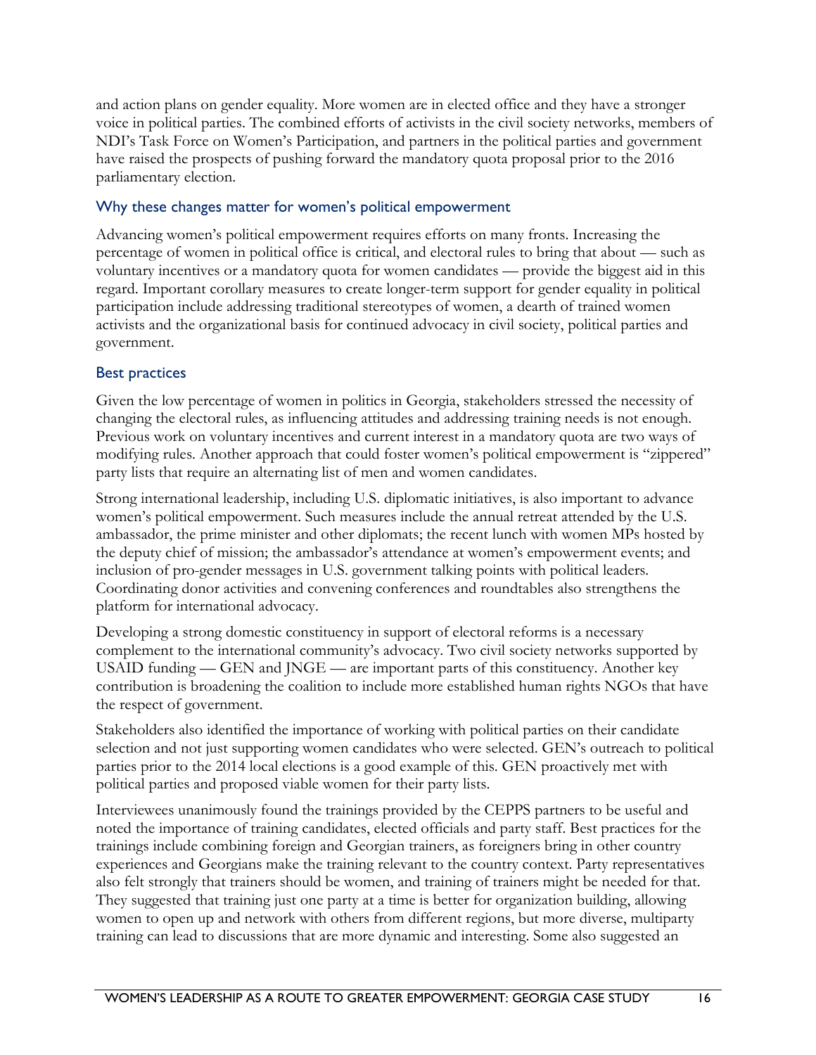and action plans on gender equality. More women are in elected office and they have a stronger voice in political parties. The combined efforts of activists in the civil society networks, members of NDI's Task Force on Women's Participation, and partners in the political parties and government have raised the prospects of pushing forward the mandatory quota proposal prior to the 2016 parliamentary election.

### Why these changes matter for women's political empowerment

Advancing women's political empowerment requires efforts on many fronts. Increasing the percentage of women in political office is critical, and electoral rules to bring that about — such as voluntary incentives or a mandatory quota for women candidates — provide the biggest aid in this regard. Important corollary measures to create longer-term support for gender equality in political participation include addressing traditional stereotypes of women, a dearth of trained women activists and the organizational basis for continued advocacy in civil society, political parties and government.

### Best practices

Given the low percentage of women in politics in Georgia, stakeholders stressed the necessity of changing the electoral rules, as influencing attitudes and addressing training needs is not enough. Previous work on voluntary incentives and current interest in a mandatory quota are two ways of modifying rules. Another approach that could foster women's political empowerment is "zippered" party lists that require an alternating list of men and women candidates.

Strong international leadership, including U.S. diplomatic initiatives, is also important to advance women's political empowerment. Such measures include the annual retreat attended by the U.S. ambassador, the prime minister and other diplomats; the recent lunch with women MPs hosted by the deputy chief of mission; the ambassador's attendance at women's empowerment events; and inclusion of pro-gender messages in U.S. government talking points with political leaders. Coordinating donor activities and convening conferences and roundtables also strengthens the platform for international advocacy.

Developing a strong domestic constituency in support of electoral reforms is a necessary complement to the international community's advocacy. Two civil society networks supported by USAID funding — GEN and JNGE — are important parts of this constituency. Another key contribution is broadening the coalition to include more established human rights NGOs that have the respect of government.

Stakeholders also identified the importance of working with political parties on their candidate selection and not just supporting women candidates who were selected. GEN's outreach to political parties prior to the 2014 local elections is a good example of this. GEN proactively met with political parties and proposed viable women for their party lists.

Interviewees unanimously found the trainings provided by the CEPPS partners to be useful and noted the importance of training candidates, elected officials and party staff. Best practices for the trainings include combining foreign and Georgian trainers, as foreigners bring in other country experiences and Georgians make the training relevant to the country context. Party representatives also felt strongly that trainers should be women, and training of trainers might be needed for that. They suggested that training just one party at a time is better for organization building, allowing women to open up and network with others from different regions, but more diverse, multiparty training can lead to discussions that are more dynamic and interesting. Some also suggested an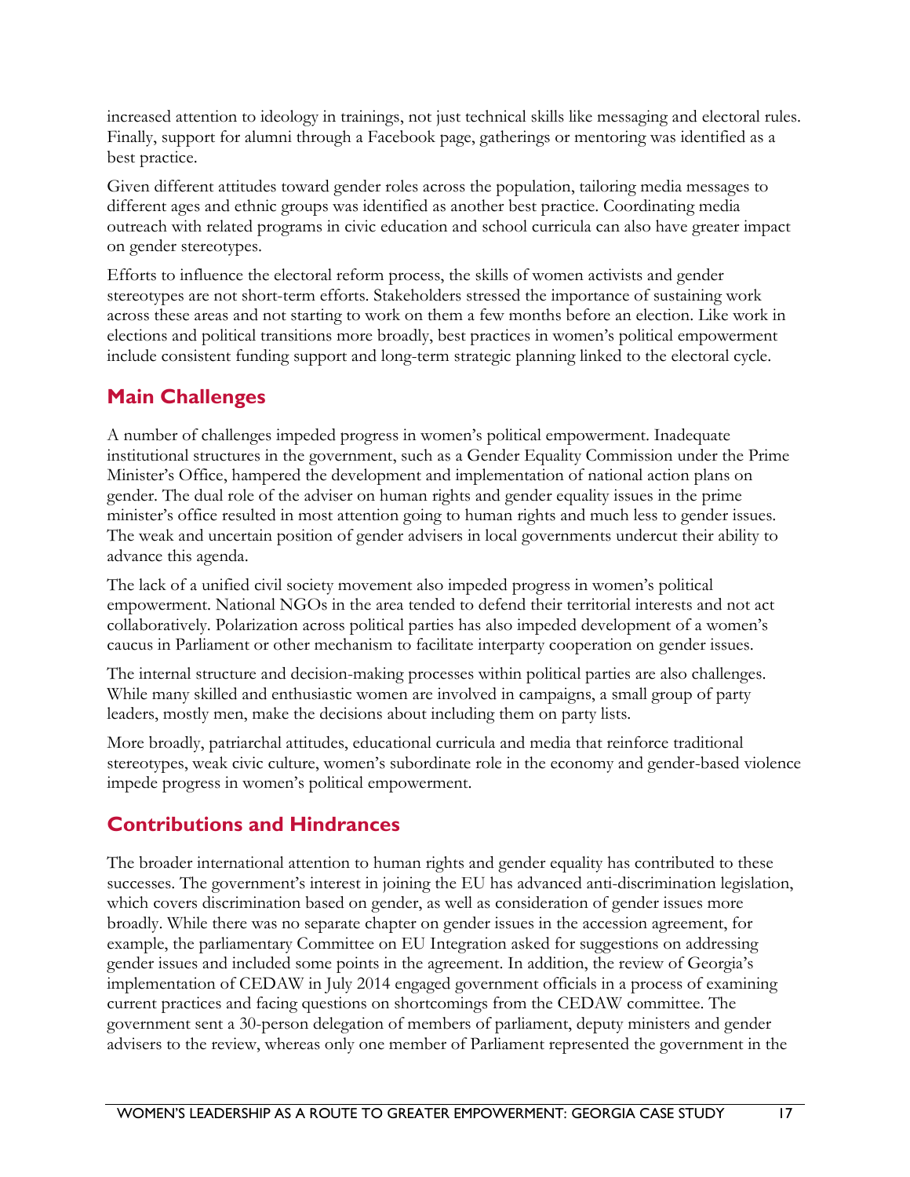increased attention to ideology in trainings, not just technical skills like messaging and electoral rules. Finally, support for alumni through a Facebook page, gatherings or mentoring was identified as a best practice.

Given different attitudes toward gender roles across the population, tailoring media messages to different ages and ethnic groups was identified as another best practice. Coordinating media outreach with related programs in civic education and school curricula can also have greater impact on gender stereotypes.

Efforts to influence the electoral reform process, the skills of women activists and gender stereotypes are not short-term efforts. Stakeholders stressed the importance of sustaining work across these areas and not starting to work on them a few months before an election. Like work in elections and political transitions more broadly, best practices in women's political empowerment include consistent funding support and long-term strategic planning linked to the electoral cycle.

## Main Challenges

A number of challenges impeded progress in women's political empowerment. Inadequate institutional structures in the government, such as a Gender Equality Commission under the Prime Minister's Office, hampered the development and implementation of national action plans on gender. The dual role of the adviser on human rights and gender equality issues in the prime minister's office resulted in most attention going to human rights and much less to gender issues. The weak and uncertain position of gender advisers in local governments undercut their ability to advance this agenda.

The lack of a unified civil society movement also impeded progress in women's political empowerment. National NGOs in the area tended to defend their territorial interests and not act collaboratively. Polarization across political parties has also impeded development of a women's caucus in Parliament or other mechanism to facilitate interparty cooperation on gender issues.

The internal structure and decision-making processes within political parties are also challenges. While many skilled and enthusiastic women are involved in campaigns, a small group of party leaders, mostly men, make the decisions about including them on party lists.

More broadly, patriarchal attitudes, educational curricula and media that reinforce traditional stereotypes, weak civic culture, women's subordinate role in the economy and gender-based violence impede progress in women's political empowerment.

## Contributions and Hindrances

The broader international attention to human rights and gender equality has contributed to these successes. The government's interest in joining the EU has advanced anti-discrimination legislation, which covers discrimination based on gender, as well as consideration of gender issues more broadly. While there was no separate chapter on gender issues in the accession agreement, for example, the parliamentary Committee on EU Integration asked for suggestions on addressing gender issues and included some points in the agreement. In addition, the review of Georgia's implementation of CEDAW in July 2014 engaged government officials in a process of examining current practices and facing questions on shortcomings from the CEDAW committee. The government sent a 30-person delegation of members of parliament, deputy ministers and gender advisers to the review, whereas only one member of Parliament represented the government in the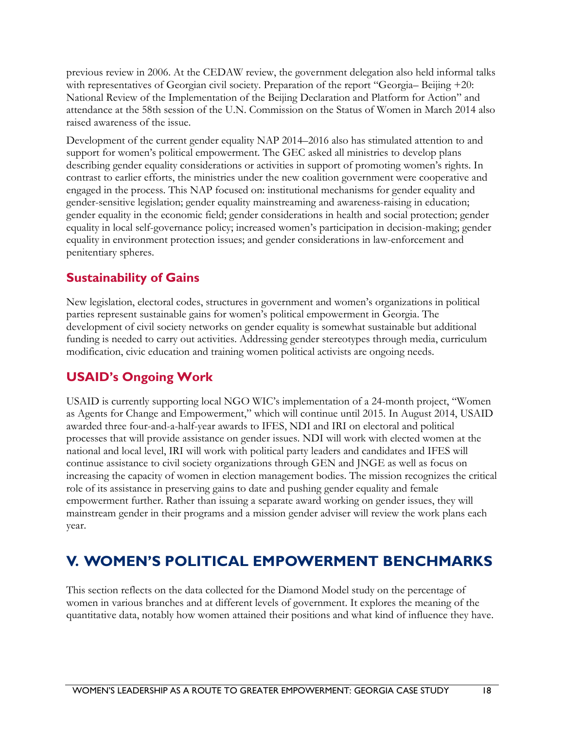previous review in 2006. At the CEDAW review, the government delegation also held informal talks with representatives of Georgian civil society. Preparation of the report "Georgia– Beijing +20: National Review of the Implementation of the Beijing Declaration and Platform for Action" and attendance at the 58th session of the U.N. Commission on the Status of Women in March 2014 also raised awareness of the issue.

Development of the current gender equality NAP 2014–2016 also has stimulated attention to and support for women's political empowerment. The GEC asked all ministries to develop plans describing gender equality considerations or activities in support of promoting women's rights. In contrast to earlier efforts, the ministries under the new coalition government were cooperative and engaged in the process. This NAP focused on: institutional mechanisms for gender equality and gender-sensitive legislation; gender equality mainstreaming and awareness-raising in education; gender equality in the economic field; gender considerations in health and social protection; gender equality in local self-governance policy; increased women's participation in decision-making; gender equality in environment protection issues; and gender considerations in law-enforcement and penitentiary spheres.

### Sustainability of Gains

New legislation, electoral codes, structures in government and women's organizations in political parties represent sustainable gains for women's political empowerment in Georgia. The development of civil society networks on gender equality is somewhat sustainable but additional funding is needed to carry out activities. Addressing gender stereotypes through media, curriculum modification, civic education and training women political activists are ongoing needs.

### USAID's Ongoing Work

USAID is currently supporting local NGO WIC's implementation of a 24-month project, "Women as Agents for Change and Empowerment," which will continue until 2015. In August 2014, USAID awarded three four-and-a-half-year awards to IFES, NDI and IRI on electoral and political processes that will provide assistance on gender issues. NDI will work with elected women at the national and local level, IRI will work with political party leaders and candidates and IFES will continue assistance to civil society organizations through GEN and JNGE as well as focus on increasing the capacity of women in election management bodies. The mission recognizes the critical role of its assistance in preserving gains to date and pushing gender equality and female empowerment further. Rather than issuing a separate award working on gender issues, they will mainstream gender in their programs and a mission gender adviser will review the work plans each year.

## V. WOMEN'S POLITICAL EMPOWERMENT BENCHMARKS

This section reflects on the data collected for the Diamond Model study on the percentage of women in various branches and at different levels of government. It explores the meaning of the quantitative data, notably how women attained their positions and what kind of influence they have.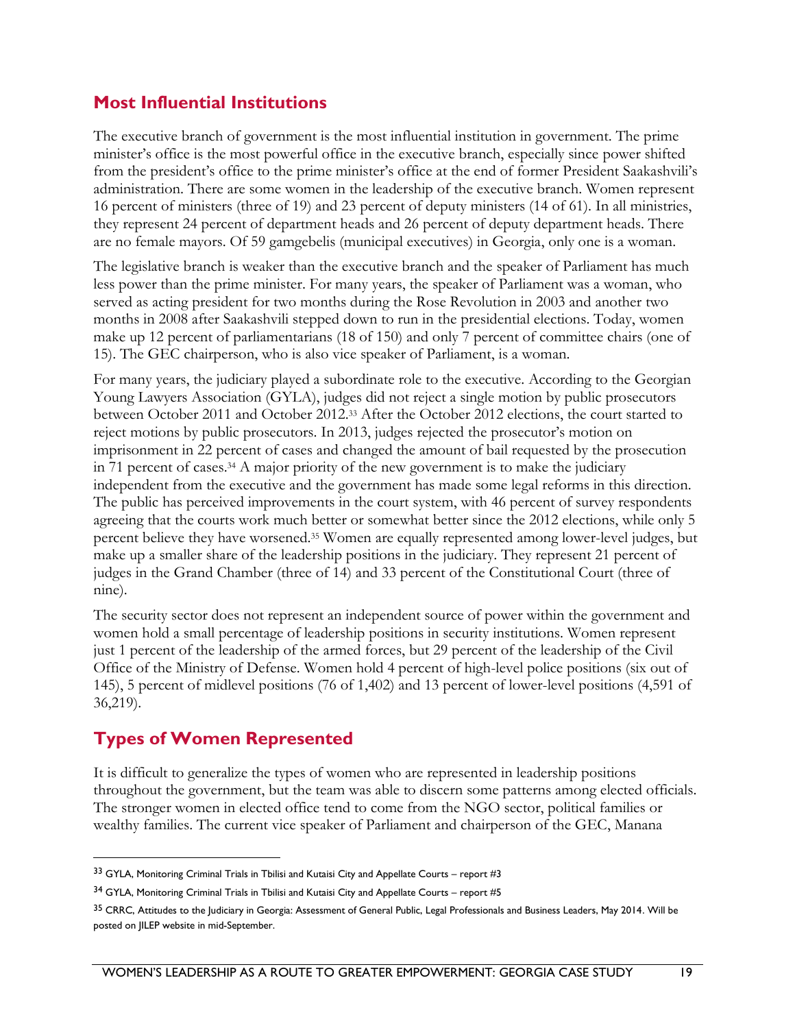## Most Influential Institutions

The executive branch of government is the most influential institution in government. The prime minister's office is the most powerful office in the executive branch, especially since power shifted from the president's office to the prime minister's office at the end of former President Saakashvili's administration. There are some women in the leadership of the executive branch. Women represent 16 percent of ministers (three of 19) and 23 percent of deputy ministers (14 of 61). In all ministries, they represent 24 percent of department heads and 26 percent of deputy department heads. There are no female mayors. Of 59 gamgebelis (municipal executives) in Georgia, only one is a woman.

The legislative branch is weaker than the executive branch and the speaker of Parliament has much less power than the prime minister. For many years, the speaker of Parliament was a woman, who served as acting president for two months during the Rose Revolution in 2003 and another two months in 2008 after Saakashvili stepped down to run in the presidential elections. Today, women make up 12 percent of parliamentarians (18 of 150) and only 7 percent of committee chairs (one of 15). The GEC chairperson, who is also vice speaker of Parliament, is a woman.

For many years, the judiciary played a subordinate role to the executive. According to the Georgian Young Lawyers Association (GYLA), judges did not reject a single motion by public prosecutors between October 2011 and October 2012.[33] After the October 2012 elections, the court started to reject motions by public prosecutors. In 2013, judges rejected the prosecutor's motion on imprisonment in 22 percent of cases and changed the amount of bail requested by the prosecution in 71 percent of cases.[34] A major priority of the new government is to make the judiciary independent from the executive and the government has made some legal reforms in this direction. The public has perceived improvements in the court system, with 46 percent of survey respondents agreeing that the courts work much better or somewhat better since the 2012 elections, while only 5 percent believe they have worsened.[35] Women are equally represented among lower-level judges, but make up a smaller share of the leadership positions in the judiciary. They represent 21 percent of judges in the Grand Chamber (three of 14) and 33 percent of the Constitutional Court (three of nine).

The security sector does not represent an independent source of power within the government and women hold a small percentage of leadership positions in security institutions. Women represent just 1 percent of the leadership of the armed forces, but 29 percent of the leadership of the Civil Office of the Ministry of Defense. Women hold 4 percent of high-level police positions (six out of 145), 5 percent of midlevel positions (76 of 1,402) and 13 percent of lower-level positions (4,591 of 36,219).

## Types of Women Represented

It is difficult to generalize the types of women who are represented in leadership positions throughout the government, but the team was able to discern some patterns among elected officials. The stronger women in elected office tend to come from the NGO sector, political families or wealthy families. The current vice speaker of Parliament and chairperson of the GEC, Manana

---

[33] GYLA, Monitoring Criminal Trials in Tbilisi and Kutaisi City and Appellate Courts – report #3

[34] GYLA, Monitoring Criminal Trials in Tbilisi and Kutaisi City and Appellate Courts – report #5

[35] CRRC, Attitudes to the Judiciary in Georgia: Assessment of General Public, Legal Professionals and Business Leaders, May 2014. Will be posted on JILEP website in mid-September.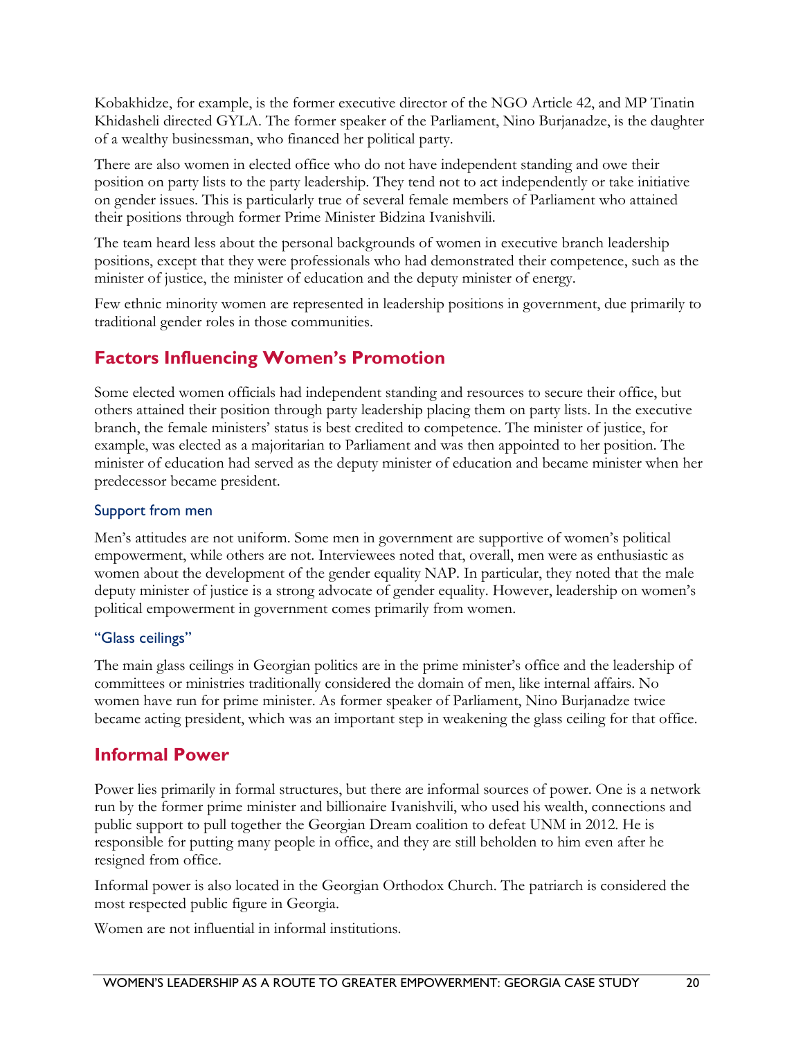Kobakhidze, for example, is the former executive director of the NGO Article 42, and MP Tinatin Khidasheli directed GYLA. The former speaker of the Parliament, Nino Burjanadze, is the daughter of a wealthy businessman, who financed her political party.

There are also women in elected office who do not have independent standing and owe their position on party lists to the party leadership. They tend not to act independently or take initiative on gender issues. This is particularly true of several female members of Parliament who attained their positions through former Prime Minister Bidzina Ivanishvili.

The team heard less about the personal backgrounds of women in executive branch leadership positions, except that they were professionals who had demonstrated their competence, such as the minister of justice, the minister of education and the deputy minister of energy.

Few ethnic minority women are represented in leadership positions in government, due primarily to traditional gender roles in those communities.

## Factors Influencing Women's Promotion

Some elected women officials had independent standing and resources to secure their office, but others attained their position through party leadership placing them on party lists. In the executive branch, the female ministers' status is best credited to competence. The minister of justice, for example, was elected as a majoritarian to Parliament and was then appointed to her position. The minister of education had served as the deputy minister of education and became minister when her predecessor became president.

### Support from men

Men's attitudes are not uniform. Some men in government are supportive of women's political empowerment, while others are not. Interviewees noted that, overall, men were as enthusiastic as women about the development of the gender equality NAP. In particular, they noted that the male deputy minister of justice is a strong advocate of gender equality. However, leadership on women's political empowerment in government comes primarily from women.

### "Glass ceilings"

The main glass ceilings in Georgian politics are in the prime minister's office and the leadership of committees or ministries traditionally considered the domain of men, like internal affairs. No women have run for prime minister. As former speaker of Parliament, Nino Burjanadze twice became acting president, which was an important step in weakening the glass ceiling for that office.

## Informal Power

Power lies primarily in formal structures, but there are informal sources of power. One is a network run by the former prime minister and billionaire Ivanishvili, who used his wealth, connections and public support to pull together the Georgian Dream coalition to defeat UNM in 2012. He is responsible for putting many people in office, and they are still beholden to him even after he resigned from office.

Informal power is also located in the Georgian Orthodox Church. The patriarch is considered the most respected public figure in Georgia.

Women are not influential in informal institutions.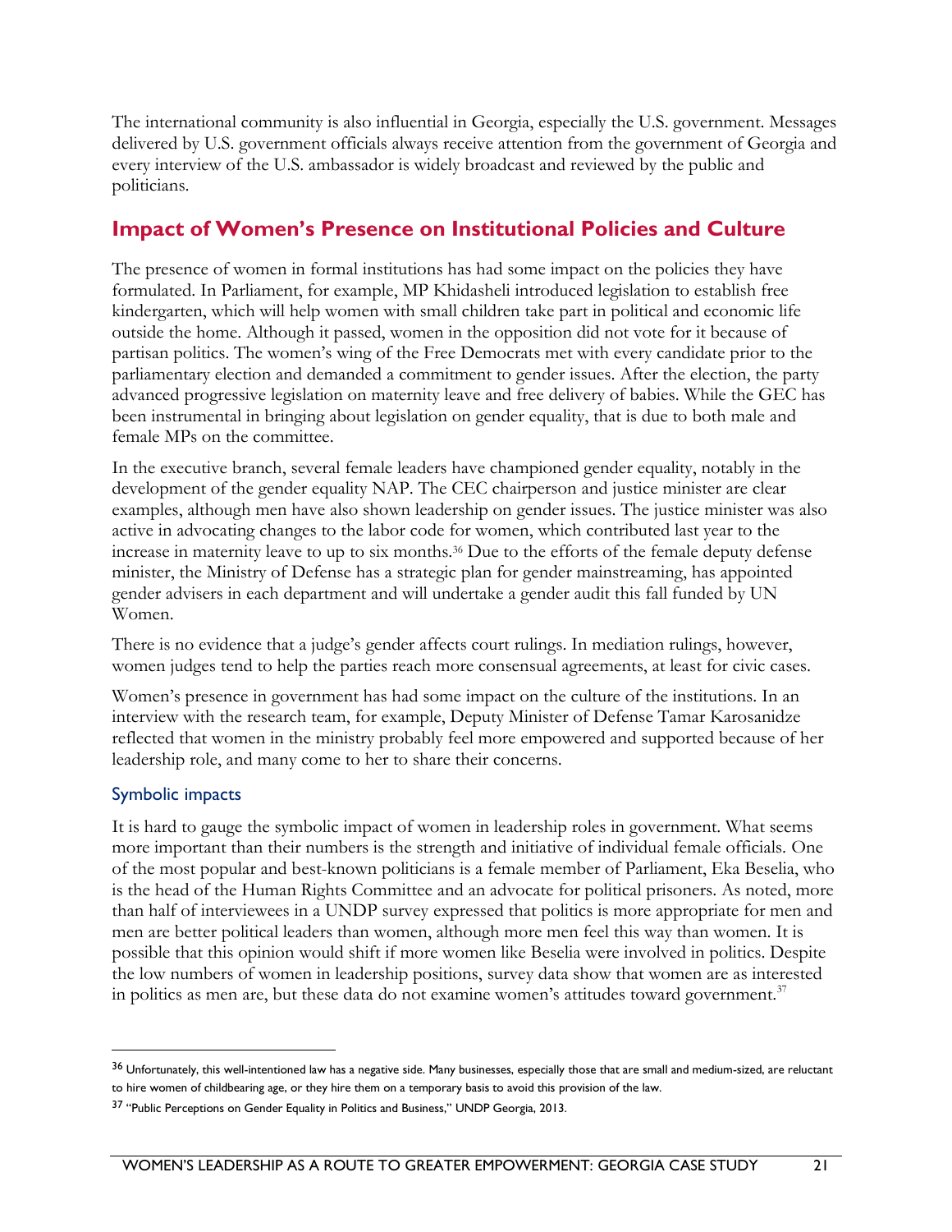The international community is also influential in Georgia, especially the U.S. government. Messages delivered by U.S. government officials always receive attention from the government of Georgia and every interview of the U.S. ambassador is widely broadcast and reviewed by the public and politicians.

## Impact of Women's Presence on Institutional Policies and Culture

The presence of women in formal institutions has had some impact on the policies they have formulated. In Parliament, for example, MP Khidasheli introduced legislation to establish free kindergarten, which will help women with small children take part in political and economic life outside the home. Although it passed, women in the opposition did not vote for it because of partisan politics. The women's wing of the Free Democrats met with every candidate prior to the parliamentary election and demanded a commitment to gender issues. After the election, the party advanced progressive legislation on maternity leave and free delivery of babies. While the GEC has been instrumental in bringing about legislation on gender equality, that is due to both male and female MPs on the committee.

In the executive branch, several female leaders have championed gender equality, notably in the development of the gender equality NAP. The CEC chairperson and justice minister are clear examples, although men have also shown leadership on gender issues. The justice minister was also active in advocating changes to the labor code for women, which contributed last year to the increase in maternity leave to up to six months.[36] Due to the efforts of the female deputy defense minister, the Ministry of Defense has a strategic plan for gender mainstreaming, has appointed gender advisers in each department and will undertake a gender audit this fall funded by UN Women.

There is no evidence that a judge's gender affects court rulings. In mediation rulings, however, women judges tend to help the parties reach more consensual agreements, at least for civic cases.

Women's presence in government has had some impact on the culture of the institutions. In an interview with the research team, for example, Deputy Minister of Defense Tamar Karosanidze reflected that women in the ministry probably feel more empowered and supported because of her leadership role, and many come to her to share their concerns.

### Symbolic impacts

It is hard to gauge the symbolic impact of women in leadership roles in government. What seems more important than their numbers is the strength and initiative of individual female officials. One of the most popular and best-known politicians is a female member of Parliament, Eka Beselia, who is the head of the Human Rights Committee and an advocate for political prisoners. As noted, more than half of interviewees in a UNDP survey expressed that politics is more appropriate for men and men are better political leaders than women, although more men feel this way than women. It is possible that this opinion would shift if more women like Beselia were involved in politics. Despite the low numbers of women in leadership positions, survey data show that women are as interested in politics as men are, but these data do not examine women's attitudes toward government.[37]

---

[36] Unfortunately, this well-intentioned law has a negative side. Many businesses, especially those that are small and medium-sized, are reluctant to hire women of childbearing age, or they hire them on a temporary basis to avoid this provision of the law.

[37] "Public Perceptions on Gender Equality in Politics and Business," UNDP Georgia, 2013.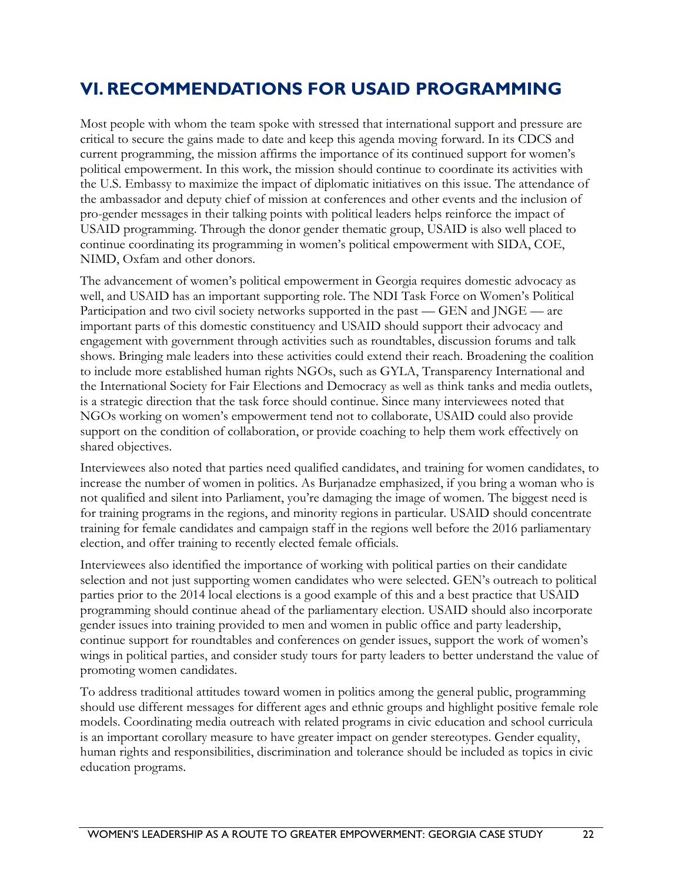# VI. RECOMMENDATIONS FOR USAID PROGRAMMING

Most people with whom the team spoke with stressed that international support and pressure are critical to secure the gains made to date and keep this agenda moving forward. In its CDCS and current programming, the mission affirms the importance of its continued support for women's political empowerment. In this work, the mission should continue to coordinate its activities with the U.S. Embassy to maximize the impact of diplomatic initiatives on this issue. The attendance of the ambassador and deputy chief of mission at conferences and other events and the inclusion of pro-gender messages in their talking points with political leaders helps reinforce the impact of USAID programming. Through the donor gender thematic group, USAID is also well placed to continue coordinating its programming in women's political empowerment with SIDA, COE, NIMD, Oxfam and other donors.

The advancement of women's political empowerment in Georgia requires domestic advocacy as well, and USAID has an important supporting role. The NDI Task Force on Women's Political Participation and two civil society networks supported in the past — GEN and JNGE — are important parts of this domestic constituency and USAID should support their advocacy and engagement with government through activities such as roundtables, discussion forums and talk shows. Bringing male leaders into these activities could extend their reach. Broadening the coalition to include more established human rights NGOs, such as GYLA, Transparency International and the International Society for Fair Elections and Democracy as well as think tanks and media outlets, is a strategic direction that the task force should continue. Since many interviewees noted that NGOs working on women's empowerment tend not to collaborate, USAID could also provide support on the condition of collaboration, or provide coaching to help them work effectively on shared objectives.

Interviewees also noted that parties need qualified candidates, and training for women candidates, to increase the number of women in politics. As Burjanadze emphasized, if you bring a woman who is not qualified and silent into Parliament, you're damaging the image of women. The biggest need is for training programs in the regions, and minority regions in particular. USAID should concentrate training for female candidates and campaign staff in the regions well before the 2016 parliamentary election, and offer training to recently elected female officials.

Interviewees also identified the importance of working with political parties on their candidate selection and not just supporting women candidates who were selected. GEN's outreach to political parties prior to the 2014 local elections is a good example of this and a best practice that USAID programming should continue ahead of the parliamentary election. USAID should also incorporate gender issues into training provided to men and women in public office and party leadership, continue support for roundtables and conferences on gender issues, support the work of women's wings in political parties, and consider study tours for party leaders to better understand the value of promoting women candidates.

To address traditional attitudes toward women in politics among the general public, programming should use different messages for different ages and ethnic groups and highlight positive female role models. Coordinating media outreach with related programs in civic education and school curricula is an important corollary measure to have greater impact on gender stereotypes. Gender equality, human rights and responsibilities, discrimination and tolerance should be included as topics in civic education programs.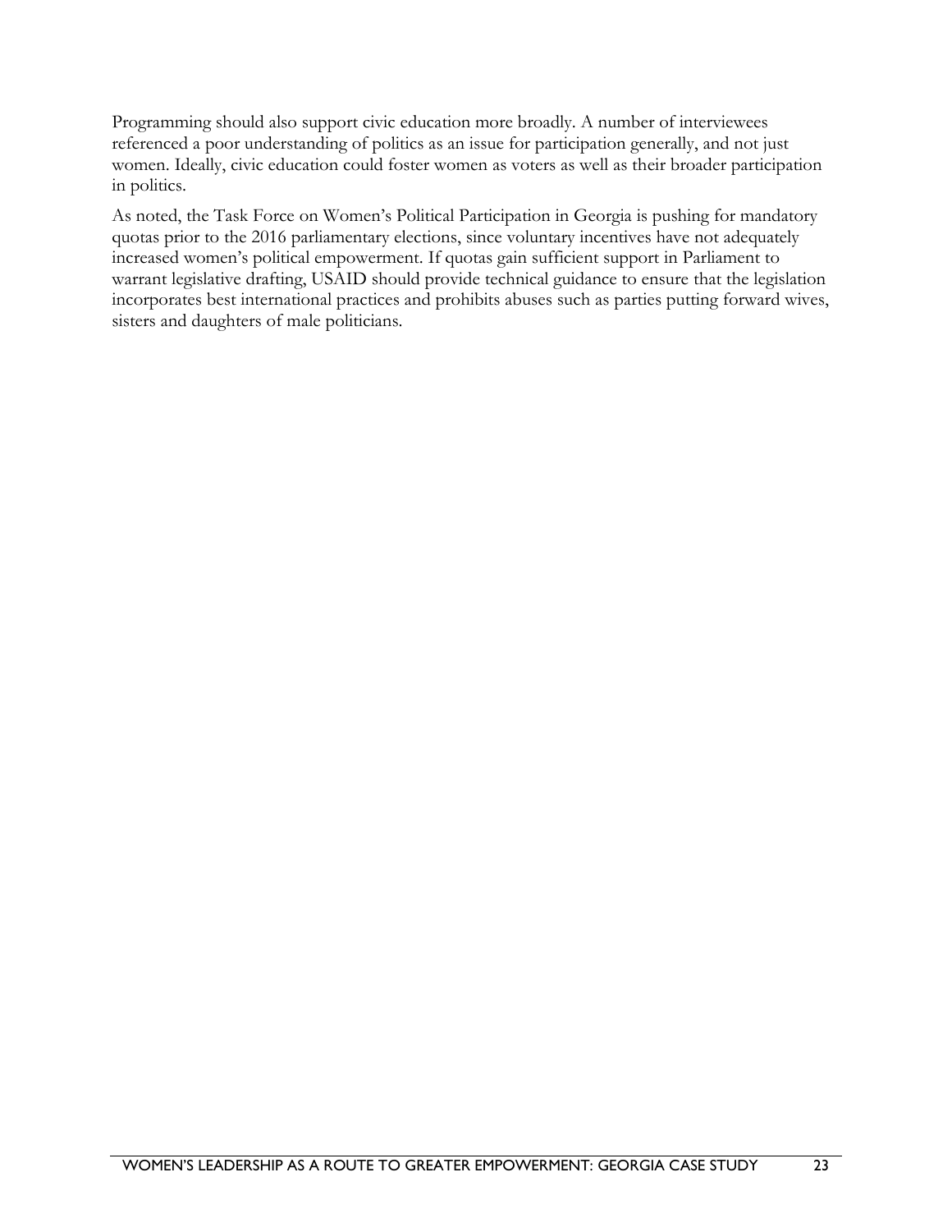Programming should also support civic education more broadly. A number of interviewees referenced a poor understanding of politics as an issue for participation generally, and not just women. Ideally, civic education could foster women as voters as well as their broader participation in politics.

As noted, the Task Force on Women's Political Participation in Georgia is pushing for mandatory quotas prior to the 2016 parliamentary elections, since voluntary incentives have not adequately increased women's political empowerment. If quotas gain sufficient support in Parliament to warrant legislative drafting, USAID should provide technical guidance to ensure that the legislation incorporates best international practices and prohibits abuses such as parties putting forward wives, sisters and daughters of male politicians.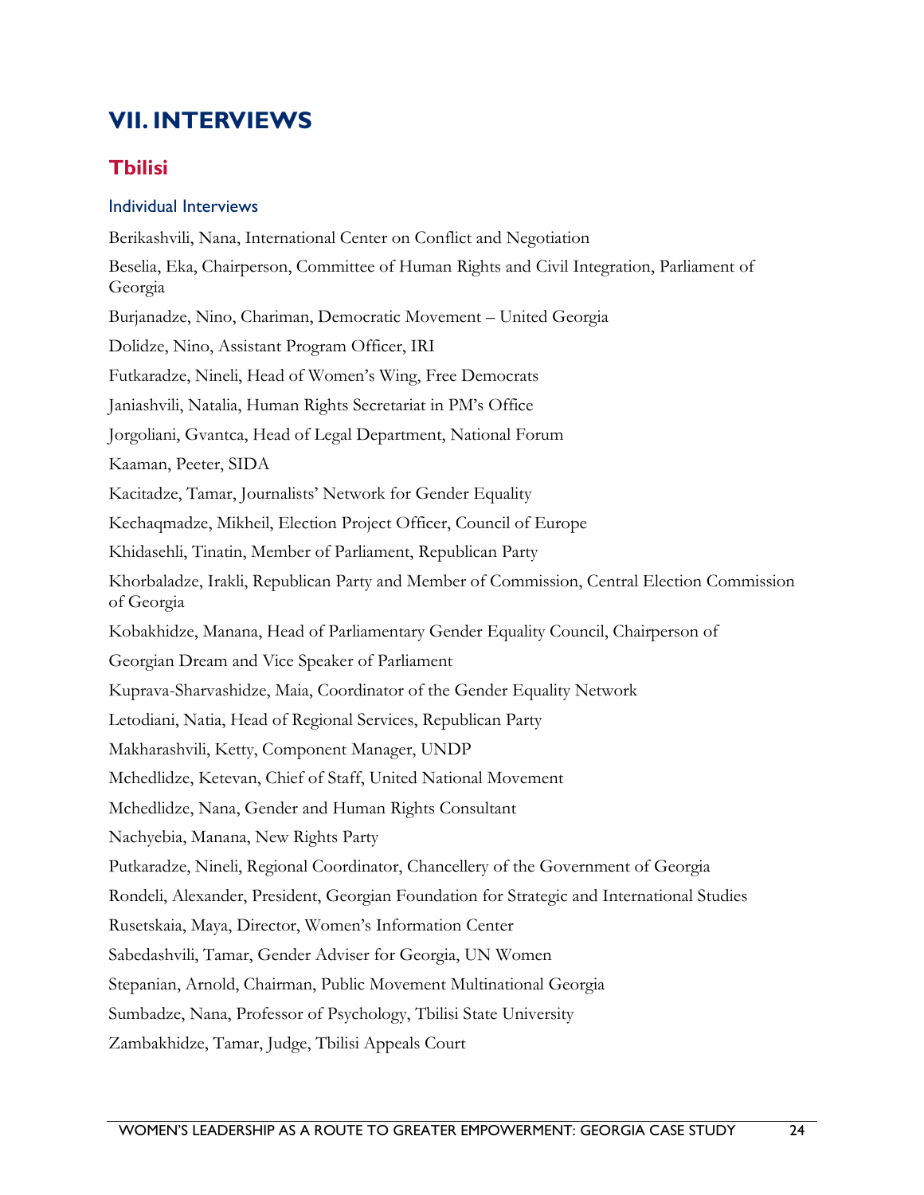## VII. INTERVIEWS

### Tbilisi

#### Individual Interviews

Berikashvili, Nana, International Center on Conflict and Negotiation

Beselia, Eka, Chairperson, Committee of Human Rights and Civil Integration, Parliament of Georgia

Burjanadze, Nino, Chariman, Democratic Movement – United Georgia

Dolidze, Nino, Assistant Program Officer, IRI

Futkaradze, Nineli, Head of Women's Wing, Free Democrats

Janiashvili, Natalia, Human Rights Secretariat in PM's Office

Jorgoliani, Gvantca, Head of Legal Department, National Forum

Kaaman, Peeter, SIDA

Kacitadze, Tamar, Journalists' Network for Gender Equality

Kechaqmadze, Mikheil, Election Project Officer, Council of Europe

Khidasehli, Tinatin, Member of Parliament, Republican Party

Khorbaladze, Irakli, Republican Party and Member of Commission, Central Election Commission of Georgia

Kobakhidze, Manana, Head of Parliamentary Gender Equality Council, Chairperson of

Georgian Dream and Vice Speaker of Parliament

Kuprava-Sharvashidze, Maia, Coordinator of the Gender Equality Network

Letodiani, Natia, Head of Regional Services, Republican Party

Makharashvili, Ketty, Component Manager, UNDP

Mchedlidze, Ketevan, Chief of Staff, United National Movement

Mchedlidze, Nana, Gender and Human Rights Consultant

Nachyebia, Manana, New Rights Party

Putkaradze, Nineli, Regional Coordinator, Chancellery of the Government of Georgia

Rondeli, Alexander, President, Georgian Foundation for Strategic and International Studies

Rusetskaia, Maya, Director, Women's Information Center

Sabedashvili, Tamar, Gender Adviser for Georgia, UN Women

Stepanian, Arnold, Chairman, Public Movement Multinational Georgia

Sumbadze, Nana, Professor of Psychology, Tbilisi State University

Zambakhidze, Tamar, Judge, Tbilisi Appeals Court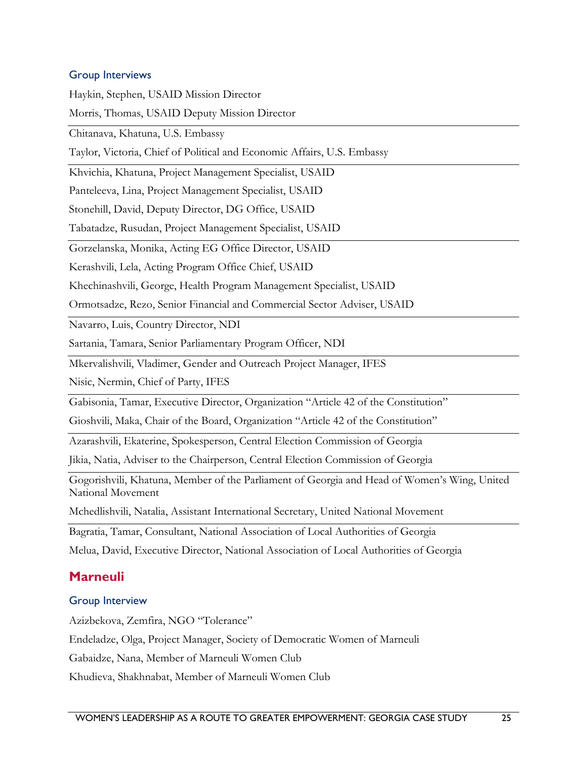### Group Interviews

Haykin, Stephen, USAID Mission Director

Morris, Thomas, USAID Deputy Mission Director

---

Chitanava, Khatuna, U.S. Embassy

Taylor, Victoria, Chief of Political and Economic Affairs, U.S. Embassy

---

Khvichia, Khatuna, Project Management Specialist, USAID

Panteleeva, Lina, Project Management Specialist, USAID

Stonehill, David, Deputy Director, DG Office, USAID

Tabatadze, Rusudan, Project Management Specialist, USAID

---

Gorzelanska, Monika, Acting EG Office Director, USAID

Kerashvili, Lela, Acting Program Office Chief, USAID

Khechinashvili, George, Health Program Management Specialist, USAID

Ormotsadze, Rezo, Senior Financial and Commercial Sector Adviser, USAID

---

Navarro, Luis, Country Director, NDI

Sartania, Tamara, Senior Parliamentary Program Officer, NDI

---

Mkervalishvili, Vladimer, Gender and Outreach Project Manager, IFES

Nisic, Nermin, Chief of Party, IFES

---

Gabisonia, Tamar, Executive Director, Organization "Article 42 of the Constitution"

Gioshvili, Maka, Chair of the Board, Organization "Article 42 of the Constitution"

---

Azarashvili, Ekaterine, Spokesperson, Central Election Commission of Georgia

Jikia, Natia, Adviser to the Chairperson, Central Election Commission of Georgia

---

Gogorishvili, Khatuna, Member of the Parliament of Georgia and Head of Women's Wing, United National Movement

Mchedlishvili, Natalia, Assistant International Secretary, United National Movement

---

Bagratia, Tamar, Consultant, National Association of Local Authorities of Georgia

Melua, David, Executive Director, National Association of Local Authorities of Georgia

## Marneuli

### Group Interview

Azizbekova, Zemfira, NGO "Tolerance"

Endeladze, Olga, Project Manager, Society of Democratic Women of Marneuli

Gabaidze, Nana, Member of Marneuli Women Club

Khudieva, Shakhnabat, Member of Marneuli Women Club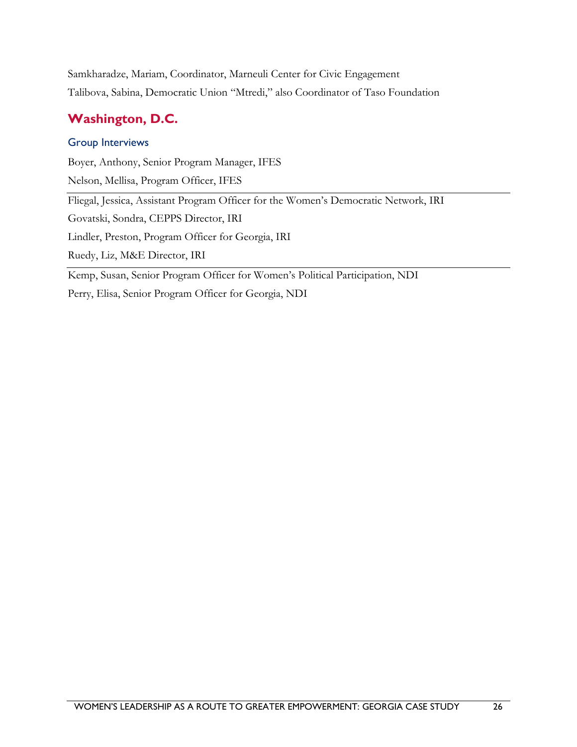Samkharadze, Mariam, Coordinator, Marneuli Center for Civic Engagement

Talibova, Sabina, Democratic Union "Mtredi," also Coordinator of Taso Foundation

## Washington, D.C.

### Group Interviews

Boyer, Anthony, Senior Program Manager, IFES

Nelson, Mellisa, Program Officer, IFES

---

Fliegal, Jessica, Assistant Program Officer for the Women's Democratic Network, IRI

Govatski, Sondra, CEPPS Director, IRI

Lindler, Preston, Program Officer for Georgia, IRI

Ruedy, Liz, M&E Director, IRI

---

Kemp, Susan, Senior Program Officer for Women's Political Participation, NDI

Perry, Elisa, Senior Program Officer for Georgia, NDI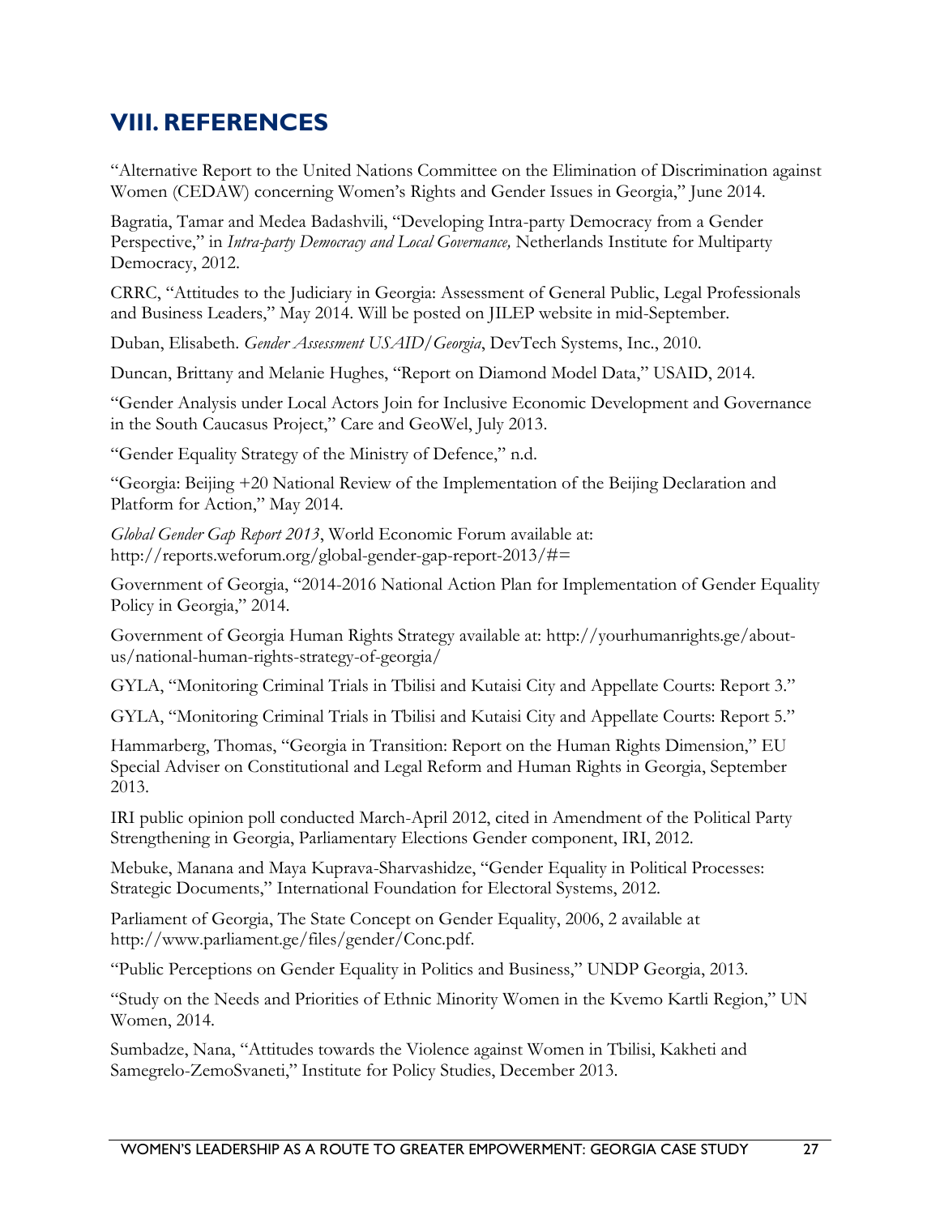## VIII. REFERENCES

"Alternative Report to the United Nations Committee on the Elimination of Discrimination against Women (CEDAW) concerning Women's Rights and Gender Issues in Georgia," June 2014.

Bagratia, Tamar and Medea Badashvili, "Developing Intra-party Democracy from a Gender Perspective," in *Intra-party Democracy and Local Governance,* Netherlands Institute for Multiparty Democracy, 2012.

CRRC, "Attitudes to the Judiciary in Georgia: Assessment of General Public, Legal Professionals and Business Leaders," May 2014. Will be posted on JILEP website in mid-September.

Duban, Elisabeth. *Gender Assessment USAID/Georgia*, DevTech Systems, Inc., 2010.

Duncan, Brittany and Melanie Hughes, "Report on Diamond Model Data," USAID, 2014.

"Gender Analysis under Local Actors Join for Inclusive Economic Development and Governance in the South Caucasus Project," Care and GeoWel, July 2013.

"Gender Equality Strategy of the Ministry of Defence," n.d.

"Georgia: Beijing +20 National Review of the Implementation of the Beijing Declaration and Platform for Action," May 2014.

*Global Gender Gap Report 2013*, World Economic Forum available at: http://reports.weforum.org/global-gender-gap-report-2013/#=

Government of Georgia, "2014-2016 National Action Plan for Implementation of Gender Equality Policy in Georgia," 2014.

Government of Georgia Human Rights Strategy available at: http://yourhumanrights.ge/about-us/national-human-rights-strategy-of-georgia/

GYLA, "Monitoring Criminal Trials in Tbilisi and Kutaisi City and Appellate Courts: Report 3."

GYLA, "Monitoring Criminal Trials in Tbilisi and Kutaisi City and Appellate Courts: Report 5."

Hammarberg, Thomas, "Georgia in Transition: Report on the Human Rights Dimension," EU Special Adviser on Constitutional and Legal Reform and Human Rights in Georgia, September 2013.

IRI public opinion poll conducted March-April 2012, cited in Amendment of the Political Party Strengthening in Georgia, Parliamentary Elections Gender component, IRI, 2012.

Mebuke, Manana and Maya Kuprava-Sharvashidze, "Gender Equality in Political Processes: Strategic Documents," International Foundation for Electoral Systems, 2012.

Parliament of Georgia, The State Concept on Gender Equality, 2006, 2 available at http://www.parliament.ge/files/gender/Conc.pdf.

"Public Perceptions on Gender Equality in Politics and Business," UNDP Georgia, 2013.

"Study on the Needs and Priorities of Ethnic Minority Women in the Kvemo Kartli Region," UN Women, 2014.

Sumbadze, Nana, "Attitudes towards the Violence against Women in Tbilisi, Kakheti and Samegrelo-ZemoSvaneti," Institute for Policy Studies, December 2013.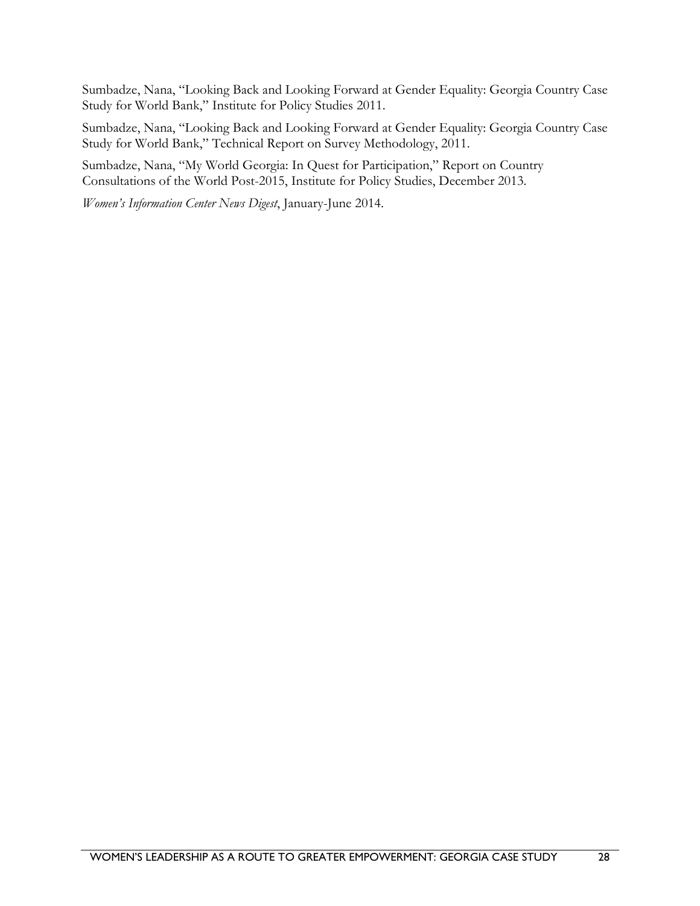Sumbadze, Nana, "Looking Back and Looking Forward at Gender Equality: Georgia Country Case Study for World Bank," Institute for Policy Studies 2011.

Sumbadze, Nana, "Looking Back and Looking Forward at Gender Equality: Georgia Country Case Study for World Bank," Technical Report on Survey Methodology, 2011.

Sumbadze, Nana, "My World Georgia: In Quest for Participation," Report on Country Consultations of the World Post-2015, Institute for Policy Studies, December 2013.

*Women's Information Center News Digest*, January-June 2014.